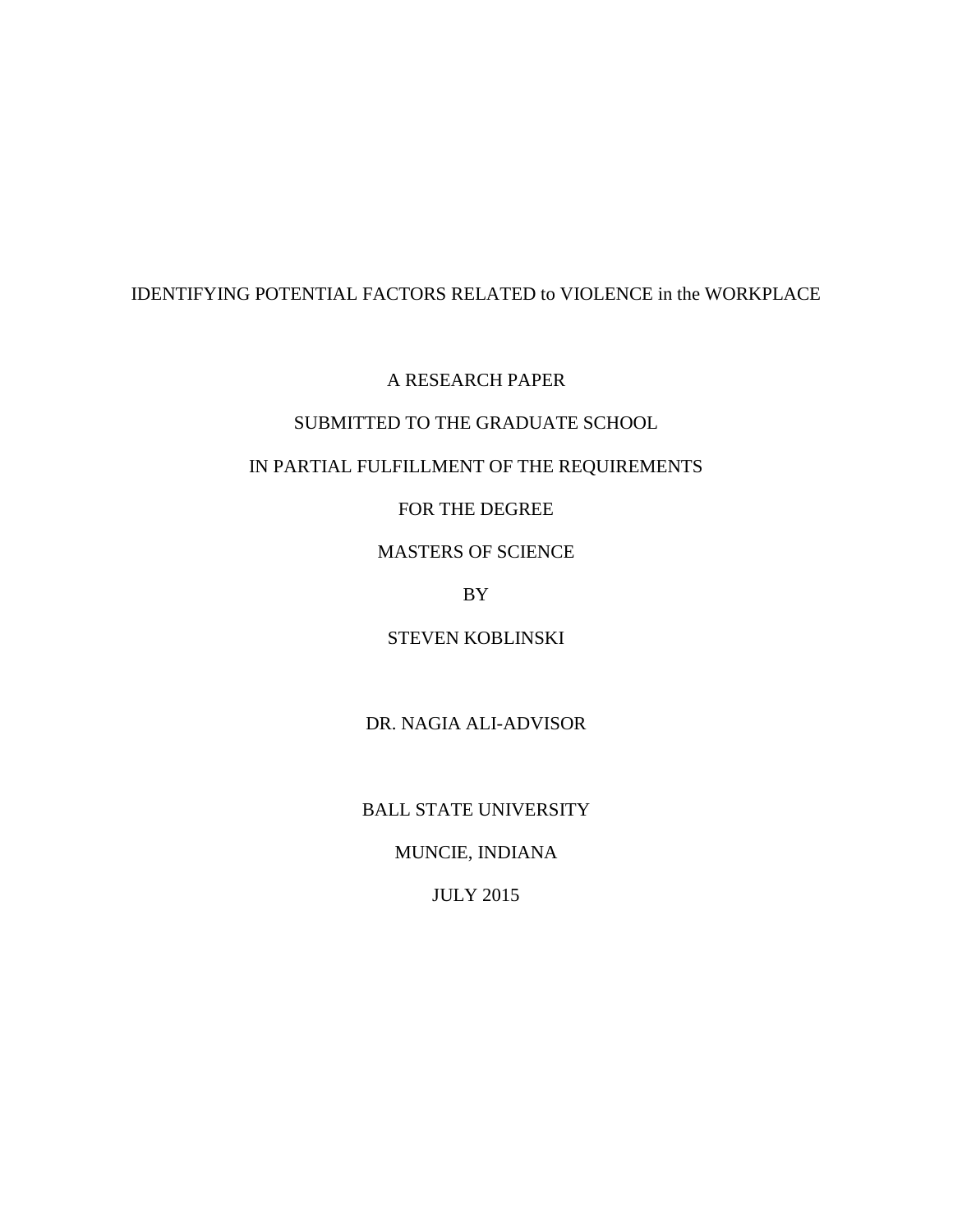# IDENTIFYING POTENTIAL FACTORS RELATED to VIOLENCE in the WORKPLACE

A RESEARCH PAPER

SUBMITTED TO THE GRADUATE SCHOOL

IN PARTIAL FULFILLMENT OF THE REQUIREMENTS

FOR THE DEGREE

MASTERS OF SCIENCE

BY

STEVEN KOBLINSKI

DR. NAGIA ALI-ADVISOR

BALL STATE UNIVERSITY

MUNCIE, INDIANA

JULY 2015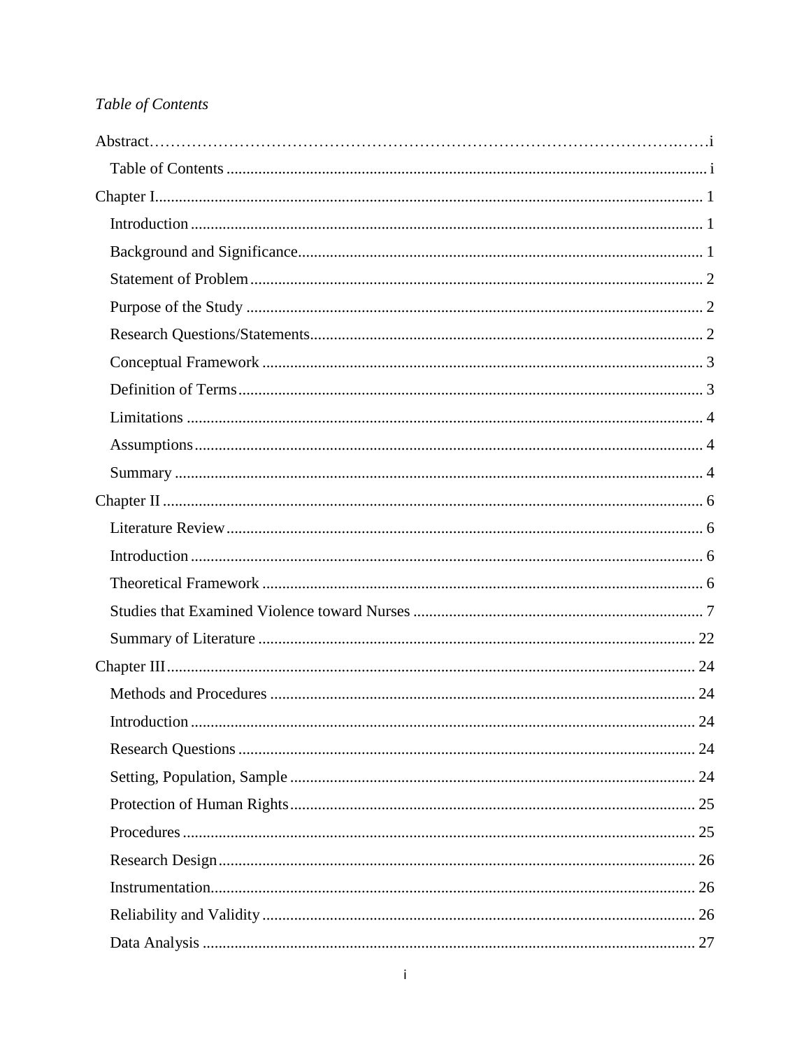*Table of Contents*

Abstract……………………………………………………………………………………………i

Table of Contents ....................................................................................................... i

Chapter I....................................................................................................................... 1

Introduction ............................................................................................................... 1

Background and Significance..................................................................................... 1

Statement of Problem ................................................................................................. 2

Purpose of the Study .................................................................................................. 2

Research Questions/Statements.................................................................................. 2

Conceptual Framework .............................................................................................. 3

Definition of Terms .................................................................................................... 3

Limitations ................................................................................................................. 4

Assumptions ............................................................................................................... 4

Summary .................................................................................................................... 4

Chapter II ...................................................................................................................... 6

Literature Review ....................................................................................................... 6

Introduction ............................................................................................................... 6

Theoretical Framework .............................................................................................. 6

Studies that Examined Violence toward Nurses ......................................................... 7

Summary of Literature ............................................................................................. 22

Chapter III ................................................................................................................... 24

Methods and Procedures .......................................................................................... 24

Introduction ............................................................................................................. 24

Research Questions .................................................................................................. 24

Setting, Population, Sample ..................................................................................... 24

Protection of Human Rights ..................................................................................... 25

Procedures ............................................................................................................... 25

Research Design ....................................................................................................... 26

Instrumentation......................................................................................................... 26

Reliability and Validity ............................................................................................ 26

Data Analysis ........................................................................................................... 27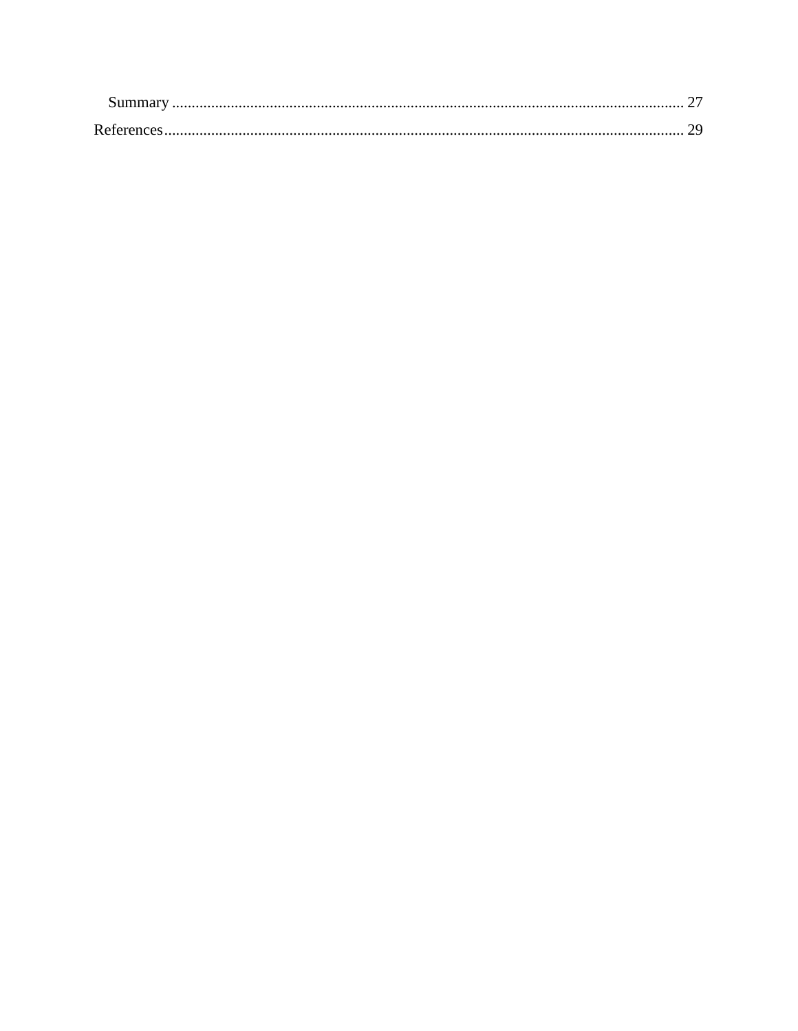Summary ........................................................................................................................ 27

References ........................................................................................................................ 29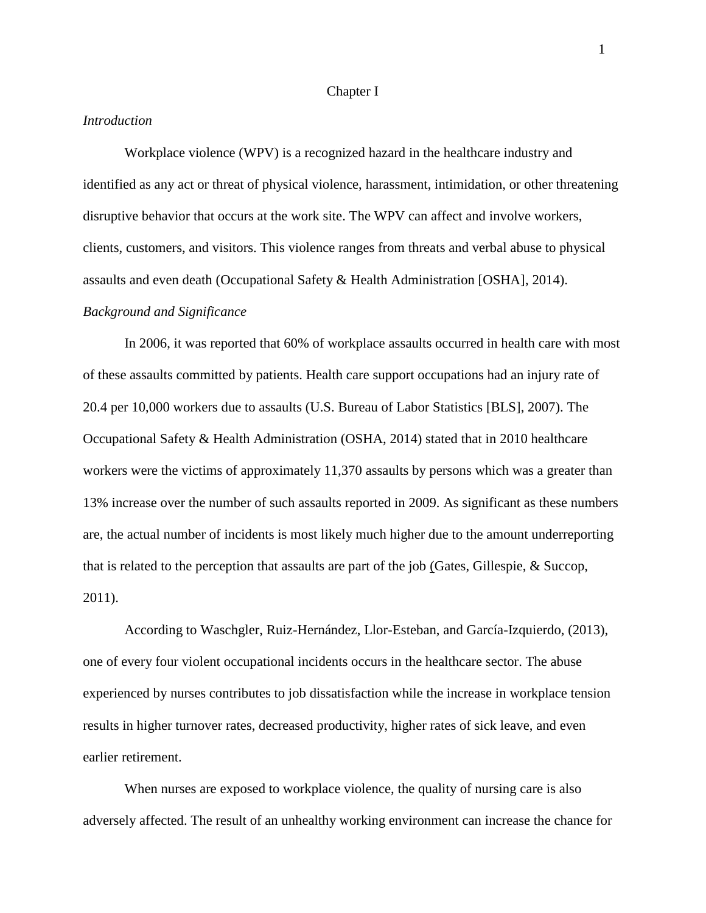# Chapter I

*Introduction*

Workplace violence (WPV) is a recognized hazard in the healthcare industry and identified as any act or threat of physical violence, harassment, intimidation, or other threatening disruptive behavior that occurs at the work site. The WPV can affect and involve workers, clients, customers, and visitors. This violence ranges from threats and verbal abuse to physical assaults and even death (Occupational Safety & Health Administration [OSHA], 2014).

*Background and Significance*

In 2006, it was reported that 60% of workplace assaults occurred in health care with most of these assaults committed by patients. Health care support occupations had an injury rate of 20.4 per 10,000 workers due to assaults (U.S. Bureau of Labor Statistics [BLS], 2007). The Occupational Safety & Health Administration (OSHA, 2014) stated that in 2010 healthcare workers were the victims of approximately 11,370 assaults by persons which was a greater than 13% increase over the number of such assaults reported in 2009. As significant as these numbers are, the actual number of incidents is most likely much higher due to the amount underreporting that is related to the perception that assaults are part of the job (Gates, Gillespie, & Succop, 2011).

According to Waschgler, Ruiz-Hernández, Llor-Esteban, and García-Izquierdo, (2013), one of every four violent occupational incidents occurs in the healthcare sector. The abuse experienced by nurses contributes to job dissatisfaction while the increase in workplace tension results in higher turnover rates, decreased productivity, higher rates of sick leave, and even earlier retirement.

When nurses are exposed to workplace violence, the quality of nursing care is also adversely affected. The result of an unhealthy working environment can increase the chance for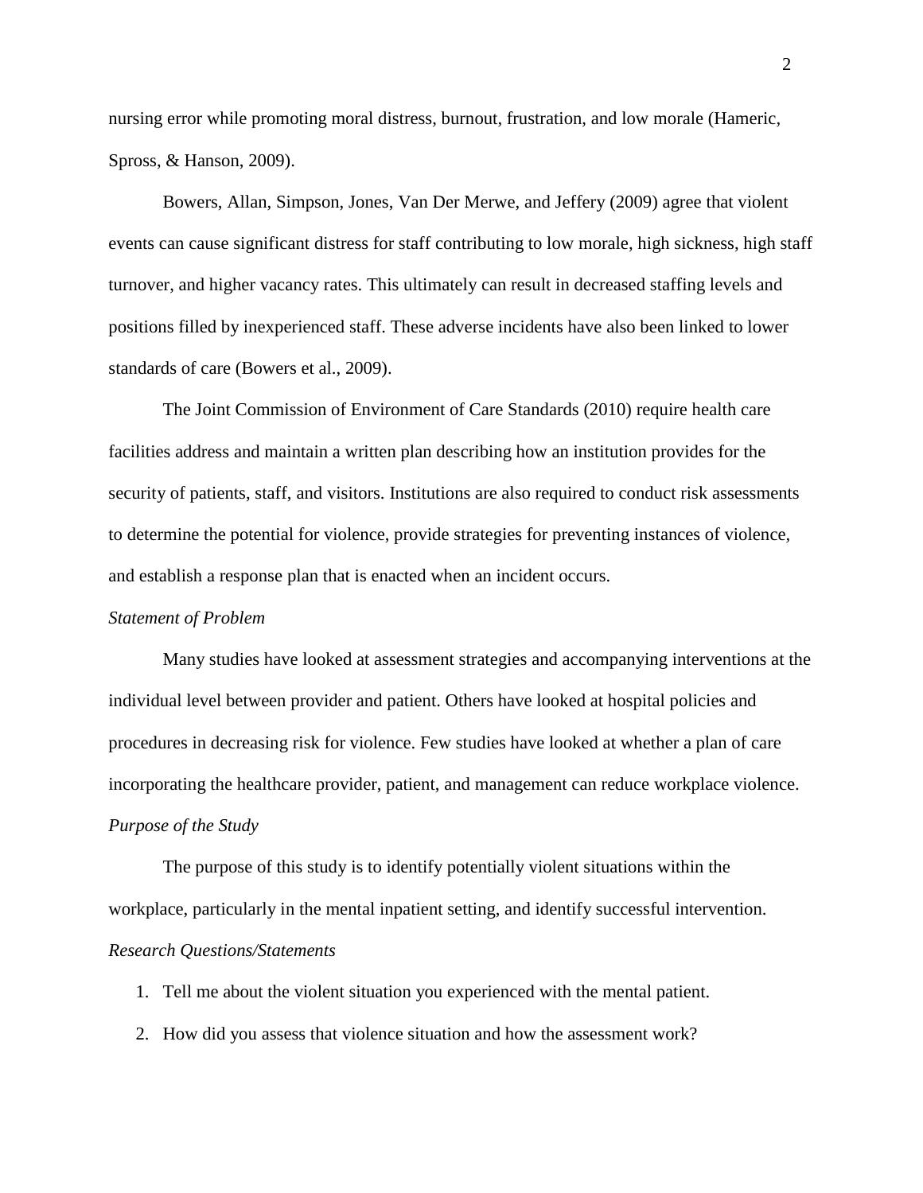nursing error while promoting moral distress, burnout, frustration, and low morale (Hameric, Spross, & Hanson, 2009).

Bowers, Allan, Simpson, Jones, Van Der Merwe, and Jeffery (2009) agree that violent events can cause significant distress for staff contributing to low morale, high sickness, high staff turnover, and higher vacancy rates. This ultimately can result in decreased staffing levels and positions filled by inexperienced staff. These adverse incidents have also been linked to lower standards of care (Bowers et al., 2009).

The Joint Commission of Environment of Care Standards (2010) require health care facilities address and maintain a written plan describing how an institution provides for the security of patients, staff, and visitors. Institutions are also required to conduct risk assessments to determine the potential for violence, provide strategies for preventing instances of violence, and establish a response plan that is enacted when an incident occurs.

*Statement of Problem*

Many studies have looked at assessment strategies and accompanying interventions at the individual level between provider and patient. Others have looked at hospital policies and procedures in decreasing risk for violence. Few studies have looked at whether a plan of care incorporating the healthcare provider, patient, and management can reduce workplace violence.

*Purpose of the Study*

The purpose of this study is to identify potentially violent situations within the workplace, particularly in the mental inpatient setting, and identify successful intervention.

*Research Questions/Statements*

1. Tell me about the violent situation you experienced with the mental patient.
2. How did you assess that violence situation and how the assessment work?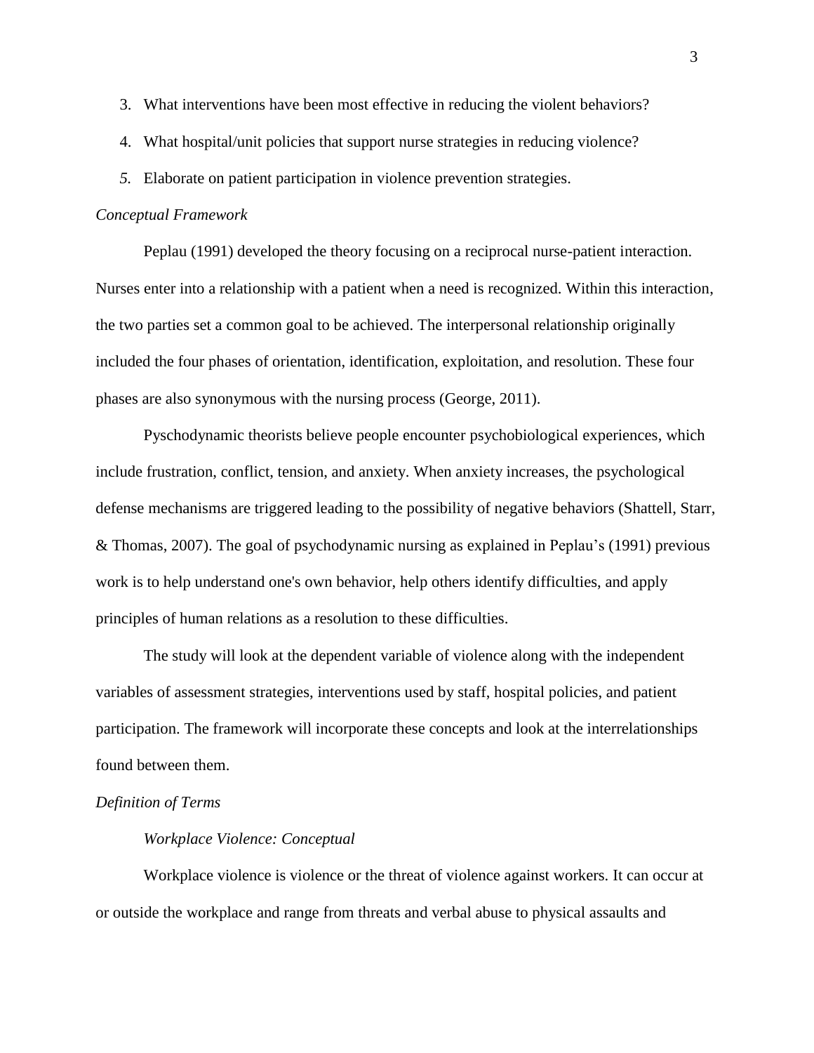3. What interventions have been most effective in reducing the violent behaviors?
4. What hospital/unit policies that support nurse strategies in reducing violence?
5. Elaborate on patient participation in violence prevention strategies.

*Conceptual Framework*

Peplau (1991) developed the theory focusing on a reciprocal nurse-patient interaction. Nurses enter into a relationship with a patient when a need is recognized. Within this interaction, the two parties set a common goal to be achieved. The interpersonal relationship originally included the four phases of orientation, identification, exploitation, and resolution. These four phases are also synonymous with the nursing process (George, 2011).

Pyschodynamic theorists believe people encounter psychobiological experiences, which include frustration, conflict, tension, and anxiety. When anxiety increases, the psychological defense mechanisms are triggered leading to the possibility of negative behaviors (Shattell, Starr, & Thomas, 2007). The goal of psychodynamic nursing as explained in Peplau's (1991) previous work is to help understand one's own behavior, help others identify difficulties, and apply principles of human relations as a resolution to these difficulties.

The study will look at the dependent variable of violence along with the independent variables of assessment strategies, interventions used by staff, hospital policies, and patient participation. The framework will incorporate these concepts and look at the interrelationships found between them.

*Definition of Terms*

*Workplace Violence: Conceptual*

Workplace violence is violence or the threat of violence against workers. It can occur at or outside the workplace and range from threats and verbal abuse to physical assaults and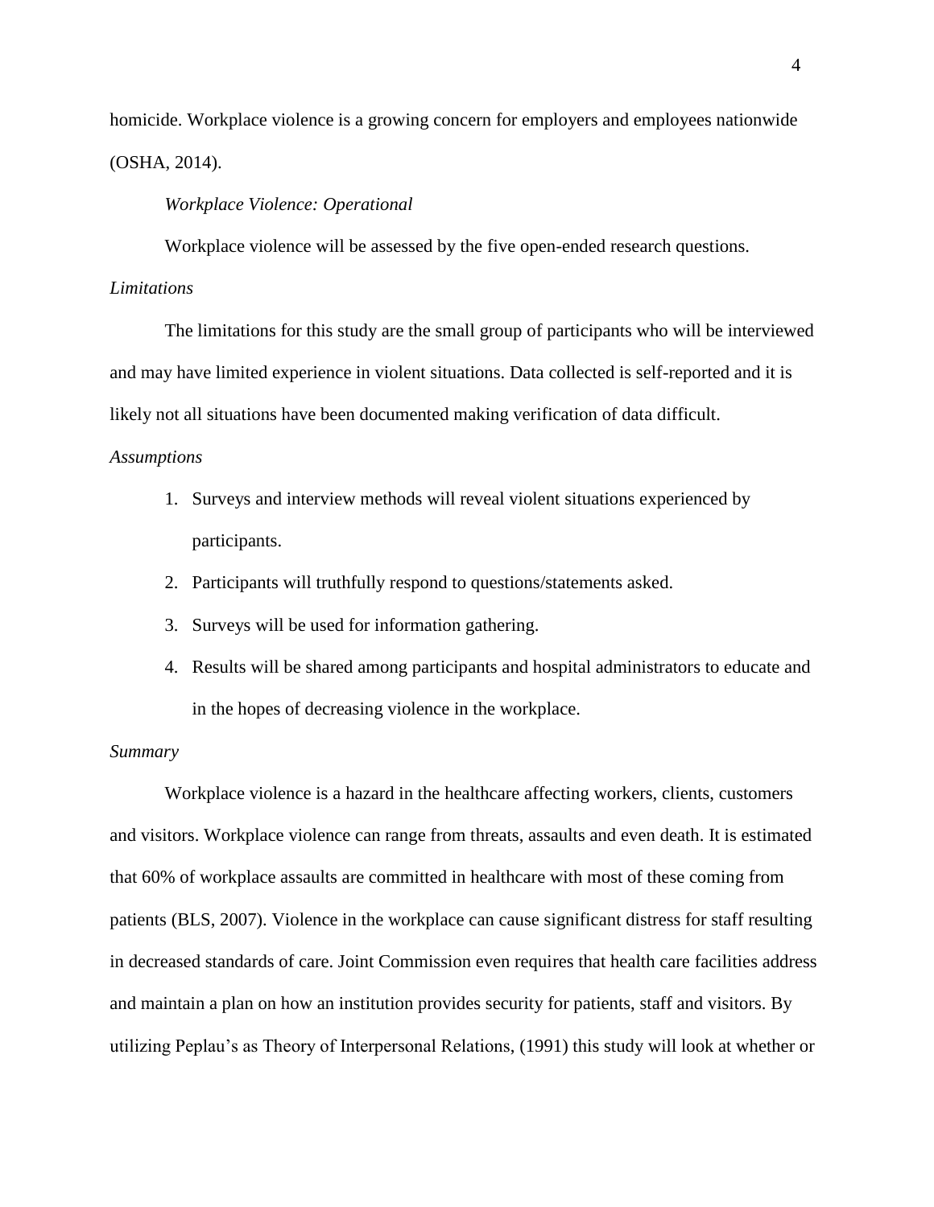homicide. Workplace violence is a growing concern for employers and employees nationwide (OSHA, 2014).

*Workplace Violence: Operational*

Workplace violence will be assessed by the five open-ended research questions.

*Limitations*

The limitations for this study are the small group of participants who will be interviewed and may have limited experience in violent situations. Data collected is self-reported and it is likely not all situations have been documented making verification of data difficult.

*Assumptions*

1. Surveys and interview methods will reveal violent situations experienced by participants.
2. Participants will truthfully respond to questions/statements asked.
3. Surveys will be used for information gathering.
4. Results will be shared among participants and hospital administrators to educate and in the hopes of decreasing violence in the workplace.

*Summary*

Workplace violence is a hazard in the healthcare affecting workers, clients, customers and visitors. Workplace violence can range from threats, assaults and even death. It is estimated that 60% of workplace assaults are committed in healthcare with most of these coming from patients (BLS, 2007). Violence in the workplace can cause significant distress for staff resulting in decreased standards of care. Joint Commission even requires that health care facilities address and maintain a plan on how an institution provides security for patients, staff and visitors. By utilizing Peplau's as Theory of Interpersonal Relations, (1991) this study will look at whether or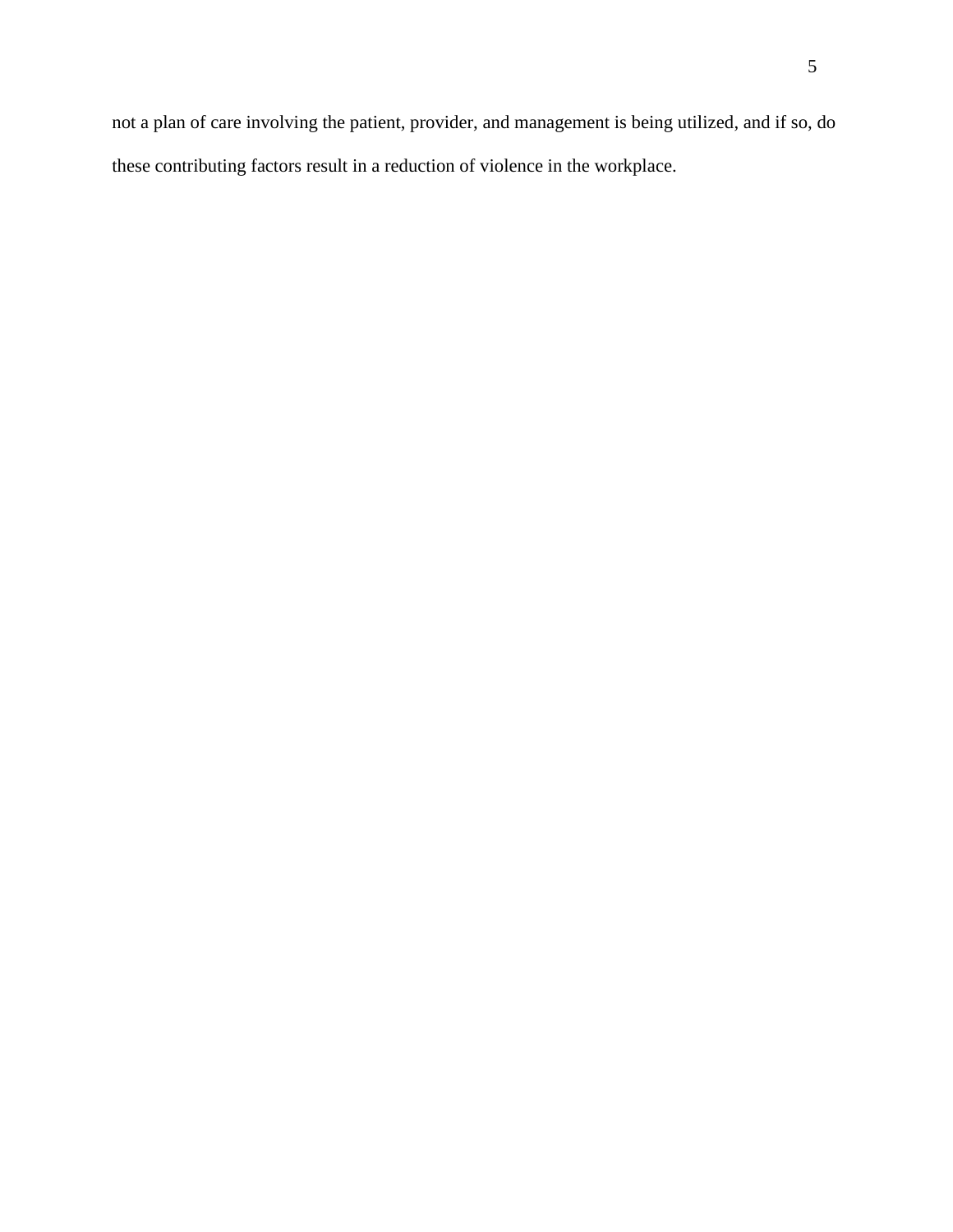not a plan of care involving the patient, provider, and management is being utilized, and if so, do these contributing factors result in a reduction of violence in the workplace.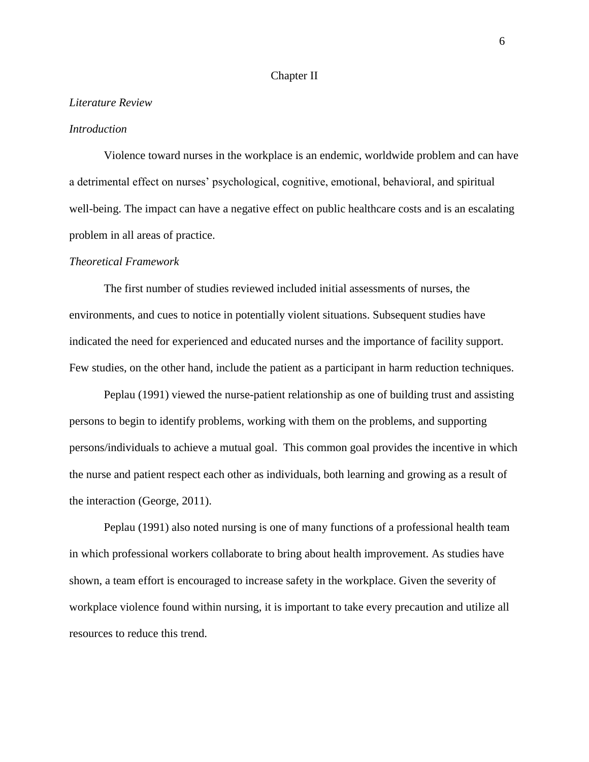# Chapter II

## *Literature Review*

### *Introduction*

Violence toward nurses in the workplace is an endemic, worldwide problem and can have a detrimental effect on nurses' psychological, cognitive, emotional, behavioral, and spiritual well-being. The impact can have a negative effect on public healthcare costs and is an escalating problem in all areas of practice.

### *Theoretical Framework*

The first number of studies reviewed included initial assessments of nurses, the environments, and cues to notice in potentially violent situations. Subsequent studies have indicated the need for experienced and educated nurses and the importance of facility support. Few studies, on the other hand, include the patient as a participant in harm reduction techniques.

Peplau (1991) viewed the nurse-patient relationship as one of building trust and assisting persons to begin to identify problems, working with them on the problems, and supporting persons/individuals to achieve a mutual goal. This common goal provides the incentive in which the nurse and patient respect each other as individuals, both learning and growing as a result of the interaction (George, 2011).

Peplau (1991) also noted nursing is one of many functions of a professional health team in which professional workers collaborate to bring about health improvement. As studies have shown, a team effort is encouraged to increase safety in the workplace. Given the severity of workplace violence found within nursing, it is important to take every precaution and utilize all resources to reduce this trend.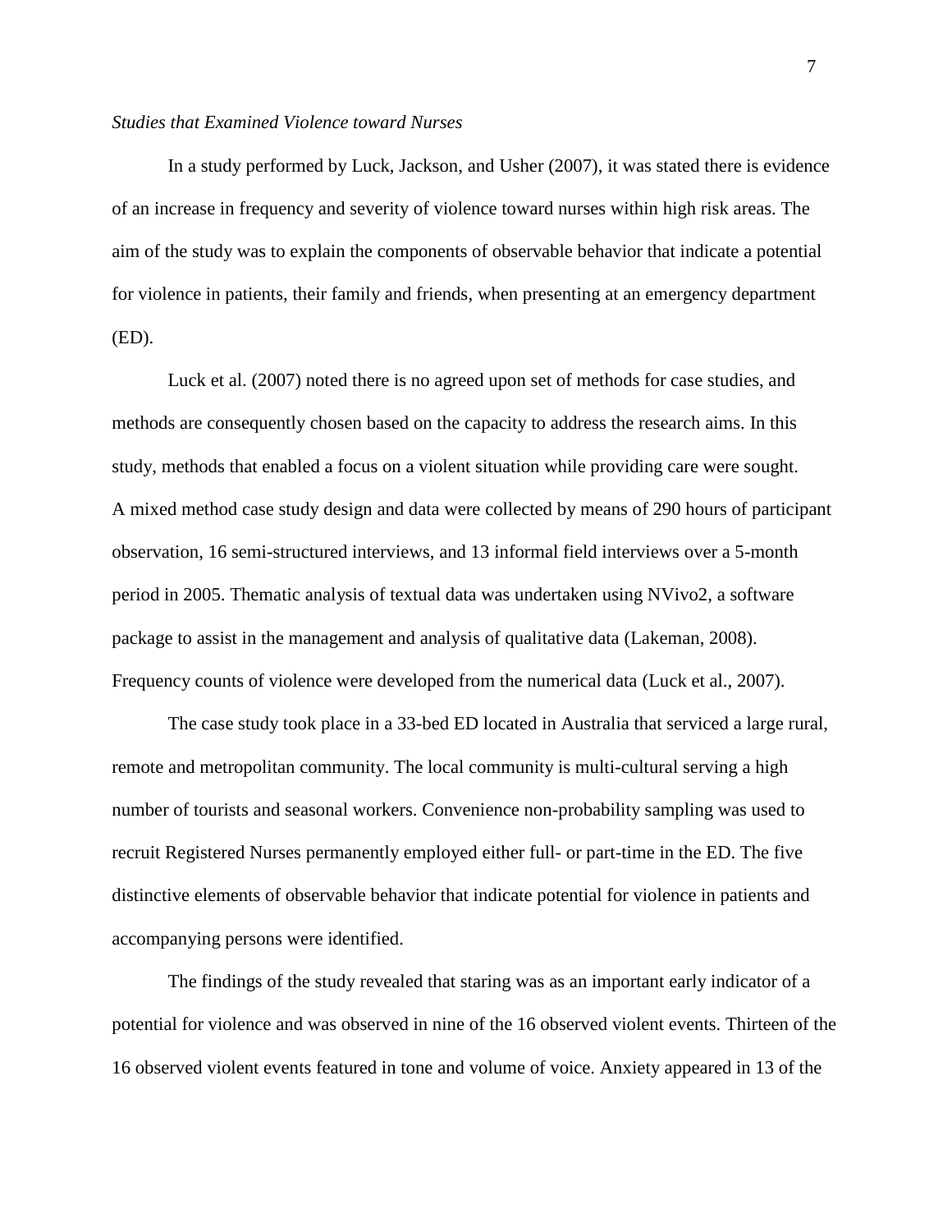*Studies that Examined Violence toward Nurses*

In a study performed by Luck, Jackson, and Usher (2007), it was stated there is evidence of an increase in frequency and severity of violence toward nurses within high risk areas. The aim of the study was to explain the components of observable behavior that indicate a potential for violence in patients, their family and friends, when presenting at an emergency department (ED).

Luck et al. (2007) noted there is no agreed upon set of methods for case studies, and methods are consequently chosen based on the capacity to address the research aims. In this study, methods that enabled a focus on a violent situation while providing care were sought. A mixed method case study design and data were collected by means of 290 hours of participant observation, 16 semi-structured interviews, and 13 informal field interviews over a 5-month period in 2005. Thematic analysis of textual data was undertaken using NVivo2, a software package to assist in the management and analysis of qualitative data (Lakeman, 2008). Frequency counts of violence were developed from the numerical data (Luck et al., 2007).

The case study took place in a 33-bed ED located in Australia that serviced a large rural, remote and metropolitan community. The local community is multi-cultural serving a high number of tourists and seasonal workers. Convenience non-probability sampling was used to recruit Registered Nurses permanently employed either full- or part-time in the ED. The five distinctive elements of observable behavior that indicate potential for violence in patients and accompanying persons were identified.

The findings of the study revealed that staring was as an important early indicator of a potential for violence and was observed in nine of the 16 observed violent events. Thirteen of the 16 observed violent events featured in tone and volume of voice. Anxiety appeared in 13 of the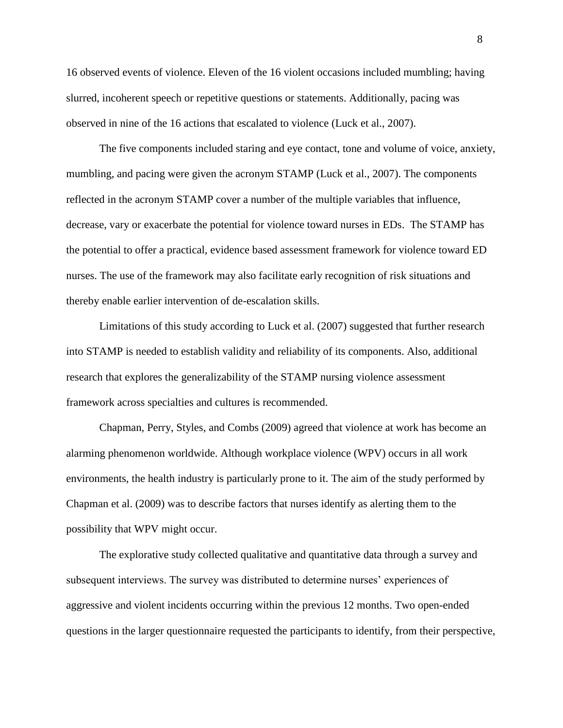16 observed events of violence. Eleven of the 16 violent occasions included mumbling; having slurred, incoherent speech or repetitive questions or statements. Additionally, pacing was observed in nine of the 16 actions that escalated to violence (Luck et al., 2007).

The five components included staring and eye contact, tone and volume of voice, anxiety, mumbling, and pacing were given the acronym STAMP (Luck et al., 2007). The components reflected in the acronym STAMP cover a number of the multiple variables that influence, decrease, vary or exacerbate the potential for violence toward nurses in EDs. The STAMP has the potential to offer a practical, evidence based assessment framework for violence toward ED nurses. The use of the framework may also facilitate early recognition of risk situations and thereby enable earlier intervention of de-escalation skills.

Limitations of this study according to Luck et al. (2007) suggested that further research into STAMP is needed to establish validity and reliability of its components. Also, additional research that explores the generalizability of the STAMP nursing violence assessment framework across specialties and cultures is recommended.

Chapman, Perry, Styles, and Combs (2009) agreed that violence at work has become an alarming phenomenon worldwide. Although workplace violence (WPV) occurs in all work environments, the health industry is particularly prone to it. The aim of the study performed by Chapman et al. (2009) was to describe factors that nurses identify as alerting them to the possibility that WPV might occur.

The explorative study collected qualitative and quantitative data through a survey and subsequent interviews. The survey was distributed to determine nurses' experiences of aggressive and violent incidents occurring within the previous 12 months. Two open-ended questions in the larger questionnaire requested the participants to identify, from their perspective,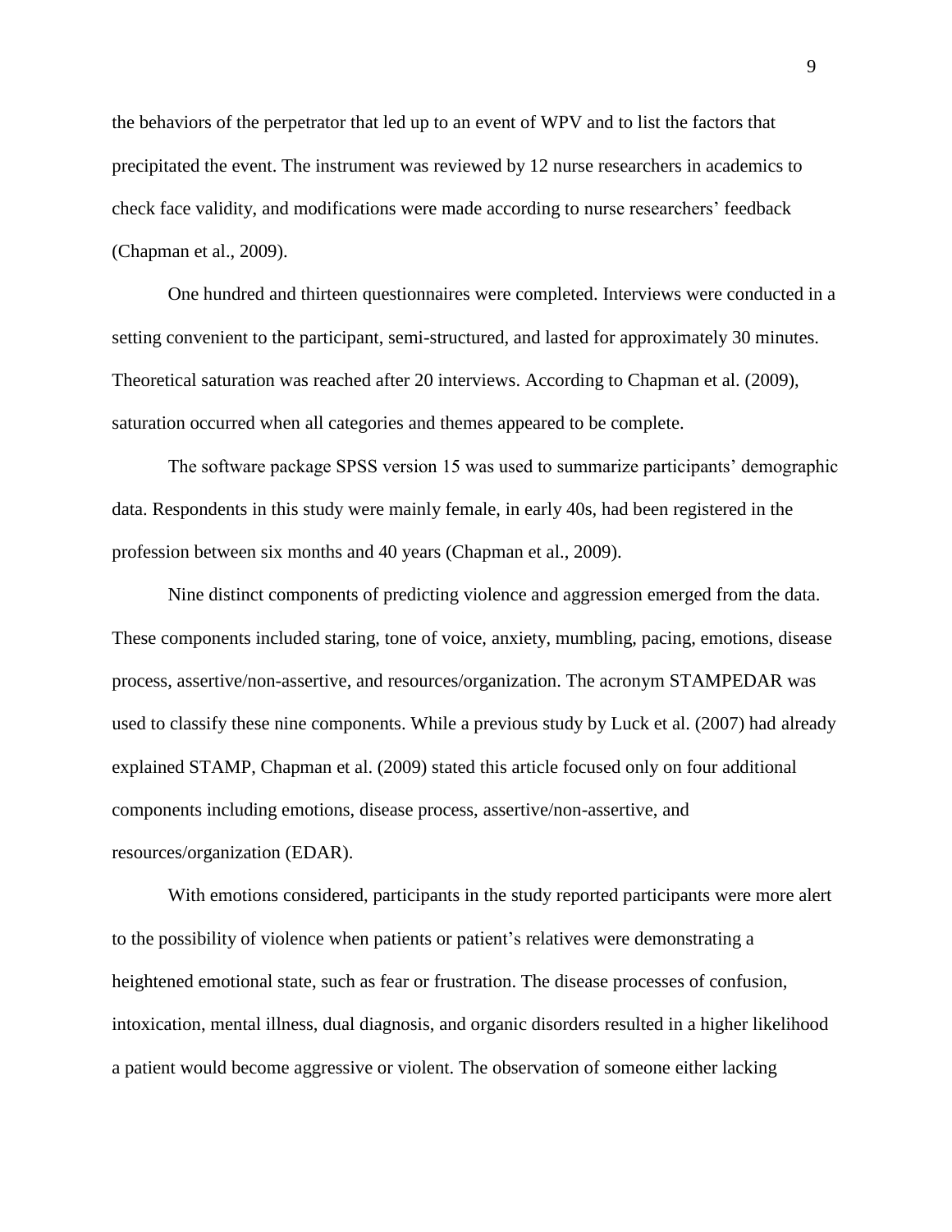the behaviors of the perpetrator that led up to an event of WPV and to list the factors that precipitated the event. The instrument was reviewed by 12 nurse researchers in academics to check face validity, and modifications were made according to nurse researchers' feedback (Chapman et al., 2009).

One hundred and thirteen questionnaires were completed. Interviews were conducted in a setting convenient to the participant, semi-structured, and lasted for approximately 30 minutes. Theoretical saturation was reached after 20 interviews. According to Chapman et al. (2009), saturation occurred when all categories and themes appeared to be complete.

The software package SPSS version 15 was used to summarize participants' demographic data. Respondents in this study were mainly female, in early 40s, had been registered in the profession between six months and 40 years (Chapman et al., 2009).

Nine distinct components of predicting violence and aggression emerged from the data. These components included staring, tone of voice, anxiety, mumbling, pacing, emotions, disease process, assertive/non-assertive, and resources/organization. The acronym STAMPEDAR was used to classify these nine components. While a previous study by Luck et al. (2007) had already explained STAMP, Chapman et al. (2009) stated this article focused only on four additional components including emotions, disease process, assertive/non-assertive, and resources/organization (EDAR).

With emotions considered, participants in the study reported participants were more alert to the possibility of violence when patients or patient's relatives were demonstrating a heightened emotional state, such as fear or frustration. The disease processes of confusion, intoxication, mental illness, dual diagnosis, and organic disorders resulted in a higher likelihood a patient would become aggressive or violent. The observation of someone either lacking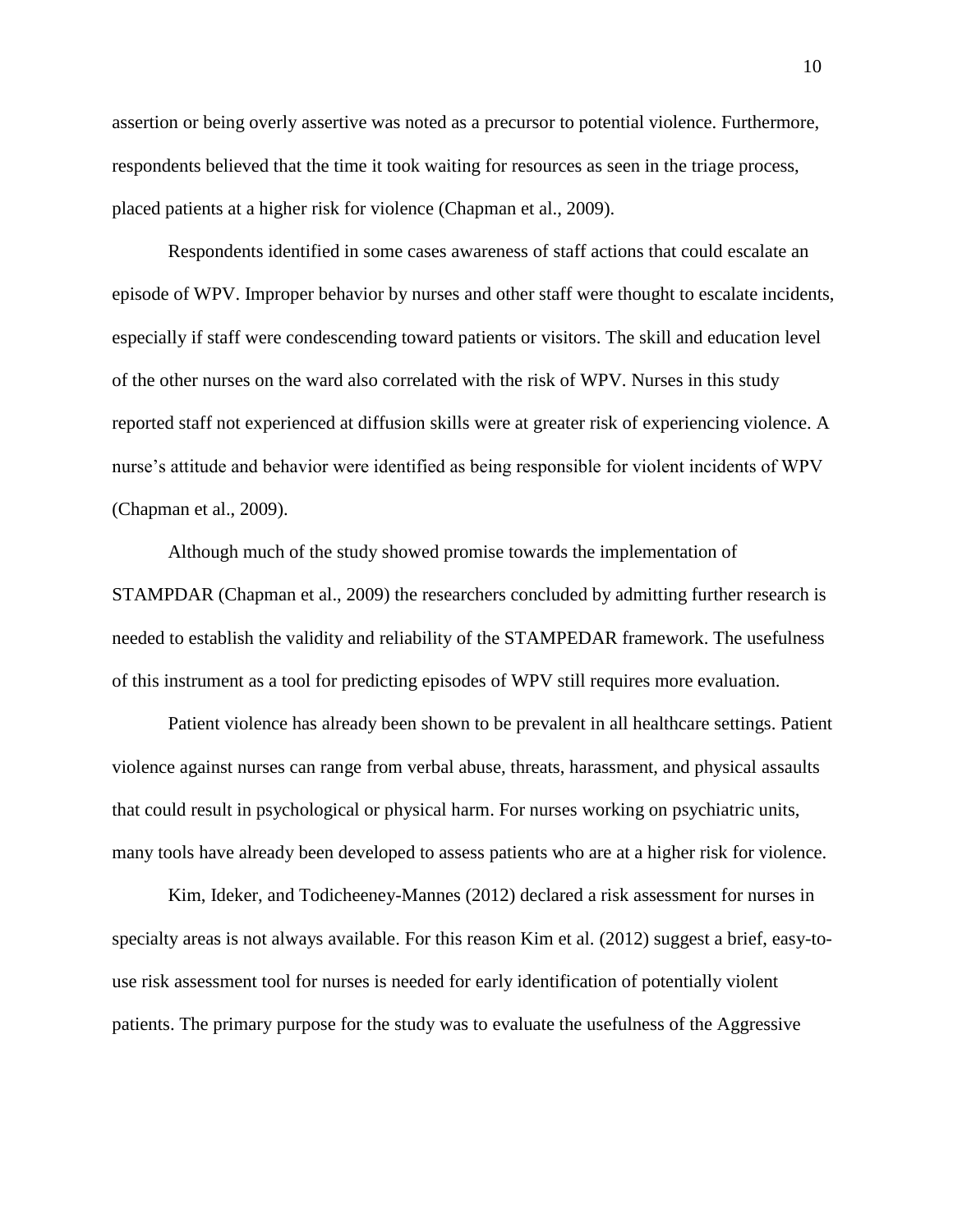assertion or being overly assertive was noted as a precursor to potential violence. Furthermore, respondents believed that the time it took waiting for resources as seen in the triage process, placed patients at a higher risk for violence (Chapman et al., 2009).

Respondents identified in some cases awareness of staff actions that could escalate an episode of WPV. Improper behavior by nurses and other staff were thought to escalate incidents, especially if staff were condescending toward patients or visitors. The skill and education level of the other nurses on the ward also correlated with the risk of WPV. Nurses in this study reported staff not experienced at diffusion skills were at greater risk of experiencing violence. A nurse's attitude and behavior were identified as being responsible for violent incidents of WPV (Chapman et al., 2009).

Although much of the study showed promise towards the implementation of STAMPDAR (Chapman et al., 2009) the researchers concluded by admitting further research is needed to establish the validity and reliability of the STAMPEDAR framework. The usefulness of this instrument as a tool for predicting episodes of WPV still requires more evaluation.

Patient violence has already been shown to be prevalent in all healthcare settings. Patient violence against nurses can range from verbal abuse, threats, harassment, and physical assaults that could result in psychological or physical harm. For nurses working on psychiatric units, many tools have already been developed to assess patients who are at a higher risk for violence.

Kim, Ideker, and Todicheeney-Mannes (2012) declared a risk assessment for nurses in specialty areas is not always available. For this reason Kim et al. (2012) suggest a brief, easy-to-use risk assessment tool for nurses is needed for early identification of potentially violent patients. The primary purpose for the study was to evaluate the usefulness of the Aggressive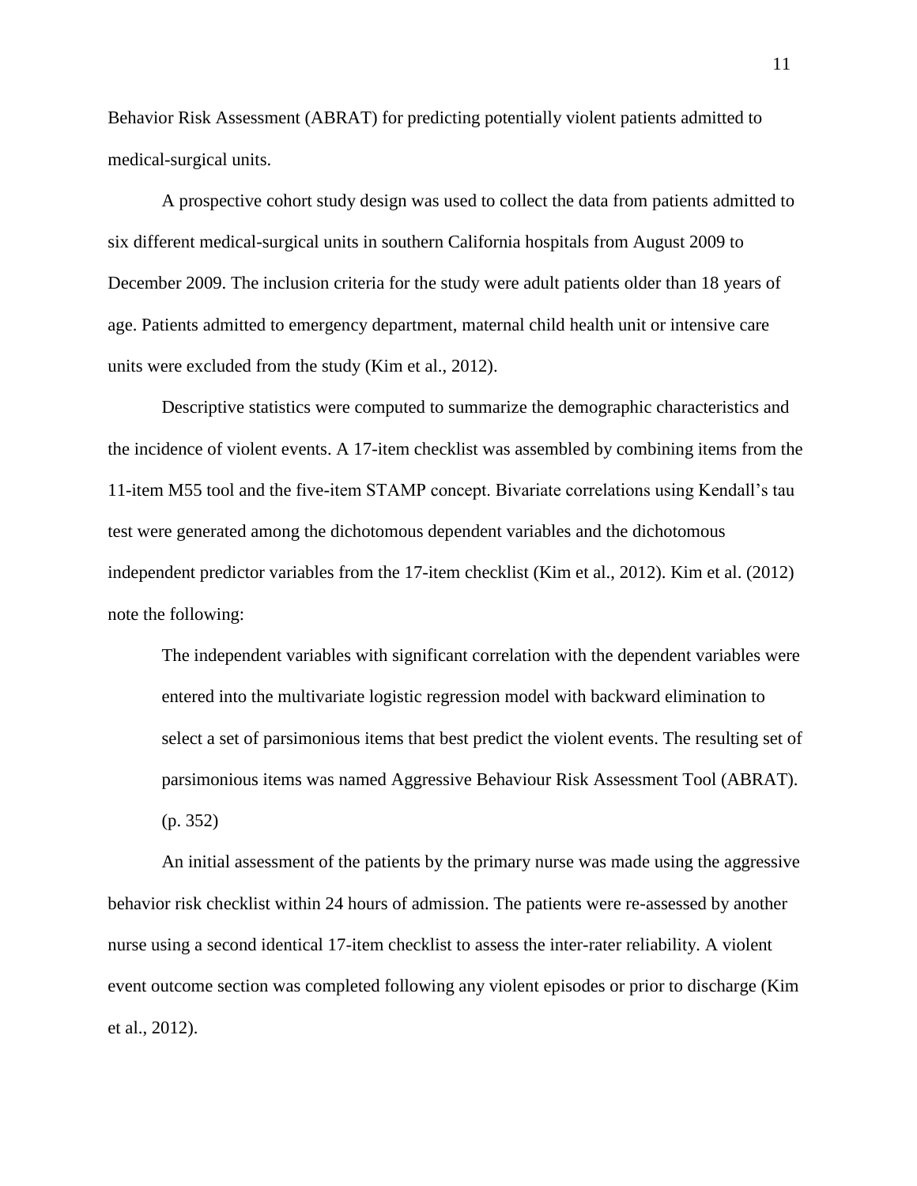Behavior Risk Assessment (ABRAT) for predicting potentially violent patients admitted to medical-surgical units.

A prospective cohort study design was used to collect the data from patients admitted to six different medical-surgical units in southern California hospitals from August 2009 to December 2009. The inclusion criteria for the study were adult patients older than 18 years of age. Patients admitted to emergency department, maternal child health unit or intensive care units were excluded from the study (Kim et al., 2012).

Descriptive statistics were computed to summarize the demographic characteristics and the incidence of violent events. A 17-item checklist was assembled by combining items from the 11-item M55 tool and the five-item STAMP concept. Bivariate correlations using Kendall's tau test were generated among the dichotomous dependent variables and the dichotomous independent predictor variables from the 17-item checklist (Kim et al., 2012). Kim et al. (2012) note the following:

> The independent variables with significant correlation with the dependent variables were entered into the multivariate logistic regression model with backward elimination to select a set of parsimonious items that best predict the violent events. The resulting set of parsimonious items was named Aggressive Behaviour Risk Assessment Tool (ABRAT). (p. 352)

An initial assessment of the patients by the primary nurse was made using the aggressive behavior risk checklist within 24 hours of admission. The patients were re-assessed by another nurse using a second identical 17-item checklist to assess the inter-rater reliability. A violent event outcome section was completed following any violent episodes or prior to discharge (Kim et al., 2012).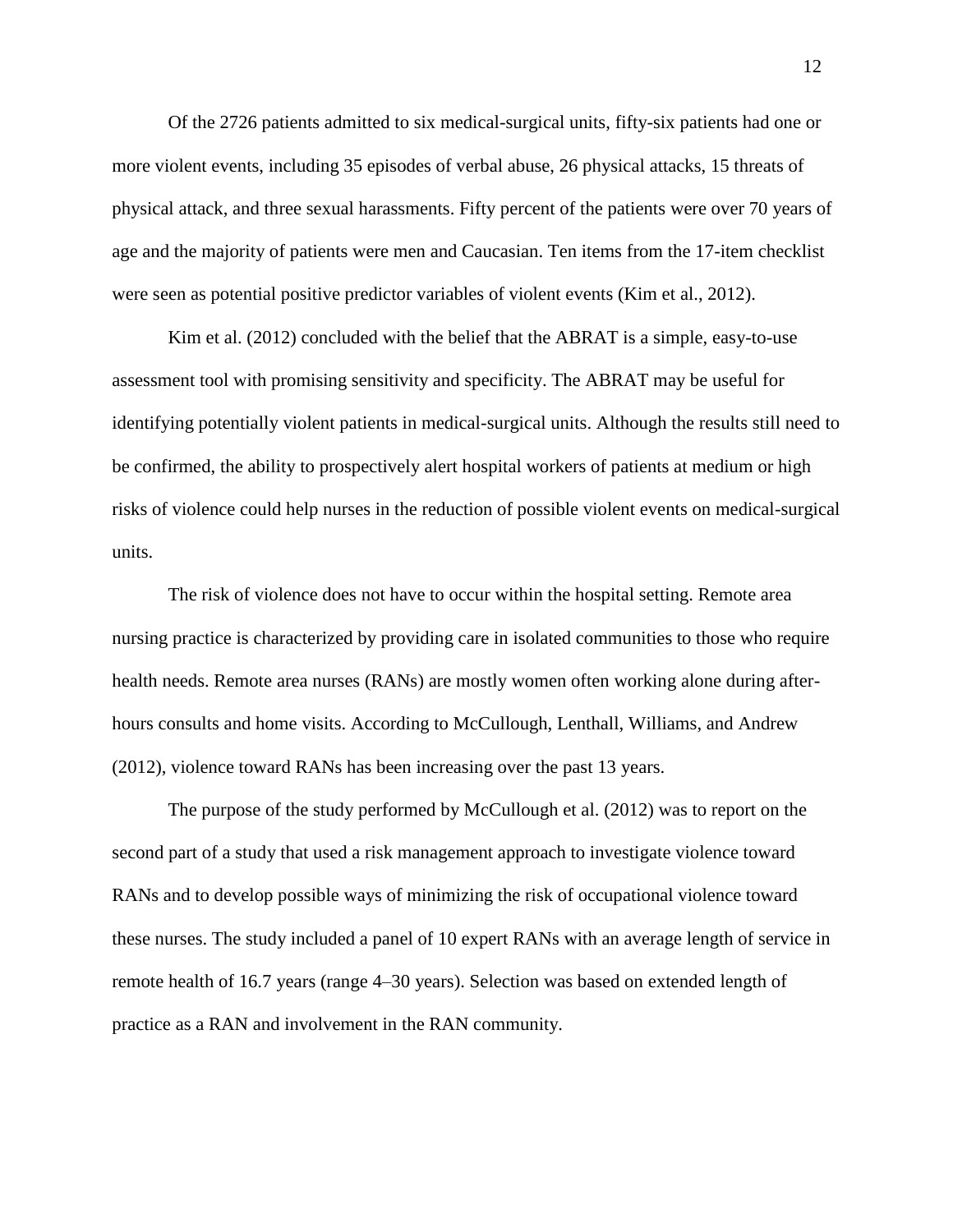Of the 2726 patients admitted to six medical-surgical units, fifty-six patients had one or more violent events, including 35 episodes of verbal abuse, 26 physical attacks, 15 threats of physical attack, and three sexual harassments. Fifty percent of the patients were over 70 years of age and the majority of patients were men and Caucasian. Ten items from the 17-item checklist were seen as potential positive predictor variables of violent events (Kim et al., 2012).

Kim et al. (2012) concluded with the belief that the ABRAT is a simple, easy-to-use assessment tool with promising sensitivity and specificity. The ABRAT may be useful for identifying potentially violent patients in medical-surgical units. Although the results still need to be confirmed, the ability to prospectively alert hospital workers of patients at medium or high risks of violence could help nurses in the reduction of possible violent events on medical-surgical units.

The risk of violence does not have to occur within the hospital setting. Remote area nursing practice is characterized by providing care in isolated communities to those who require health needs. Remote area nurses (RANs) are mostly women often working alone during after-hours consults and home visits. According to McCullough, Lenthall, Williams, and Andrew (2012), violence toward RANs has been increasing over the past 13 years.

The purpose of the study performed by McCullough et al. (2012) was to report on the second part of a study that used a risk management approach to investigate violence toward RANs and to develop possible ways of minimizing the risk of occupational violence toward these nurses. The study included a panel of 10 expert RANs with an average length of service in remote health of 16.7 years (range 4–30 years). Selection was based on extended length of practice as a RAN and involvement in the RAN community.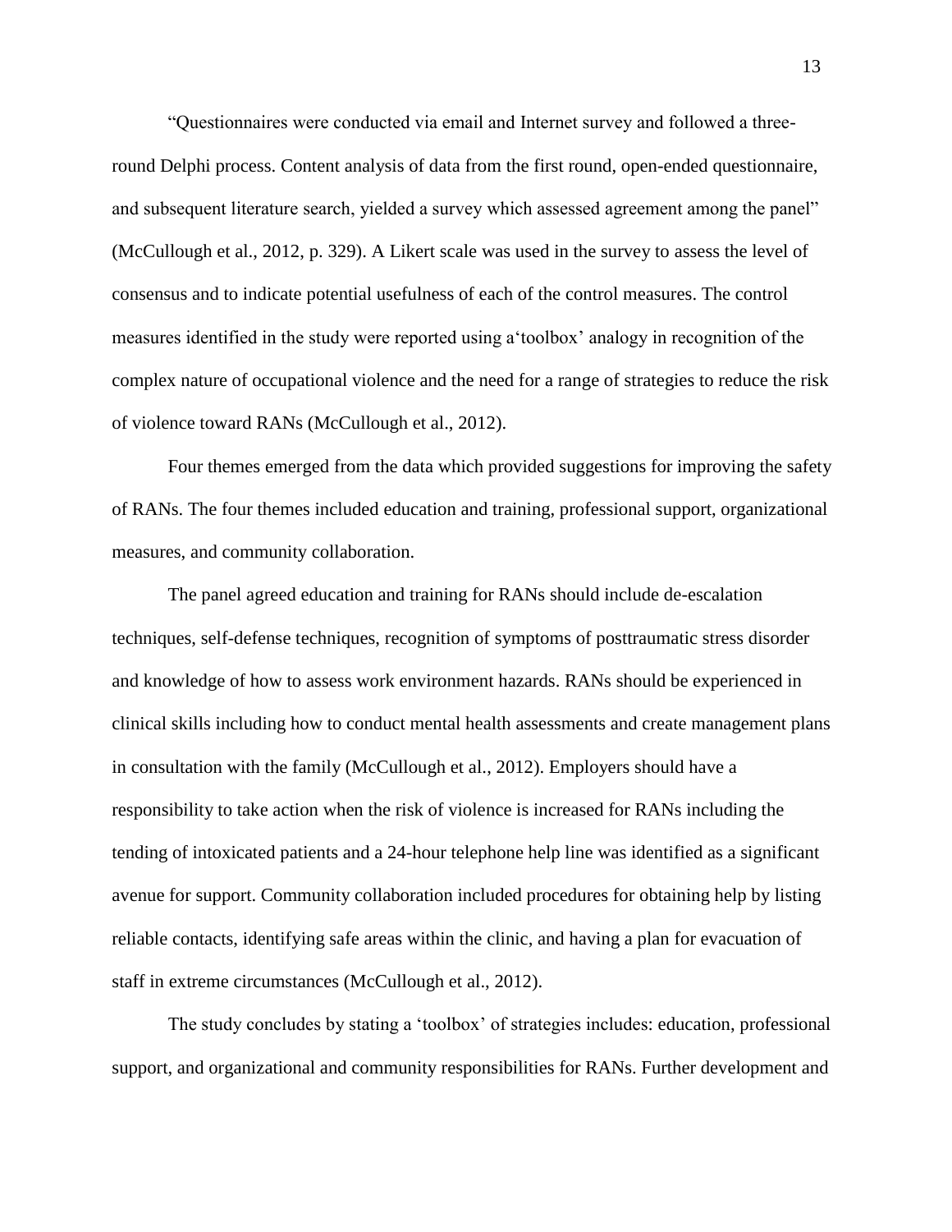"Questionnaires were conducted via email and Internet survey and followed a three-round Delphi process. Content analysis of data from the first round, open-ended questionnaire, and subsequent literature search, yielded a survey which assessed agreement among the panel" (McCullough et al., 2012, p. 329). A Likert scale was used in the survey to assess the level of consensus and to indicate potential usefulness of each of the control measures. The control measures identified in the study were reported using a'toolbox' analogy in recognition of the complex nature of occupational violence and the need for a range of strategies to reduce the risk of violence toward RANs (McCullough et al., 2012).

Four themes emerged from the data which provided suggestions for improving the safety of RANs. The four themes included education and training, professional support, organizational measures, and community collaboration.

The panel agreed education and training for RANs should include de-escalation techniques, self-defense techniques, recognition of symptoms of posttraumatic stress disorder and knowledge of how to assess work environment hazards. RANs should be experienced in clinical skills including how to conduct mental health assessments and create management plans in consultation with the family (McCullough et al., 2012). Employers should have a responsibility to take action when the risk of violence is increased for RANs including the tending of intoxicated patients and a 24-hour telephone help line was identified as a significant avenue for support. Community collaboration included procedures for obtaining help by listing reliable contacts, identifying safe areas within the clinic, and having a plan for evacuation of staff in extreme circumstances (McCullough et al., 2012).

The study concludes by stating a 'toolbox' of strategies includes: education, professional support, and organizational and community responsibilities for RANs. Further development and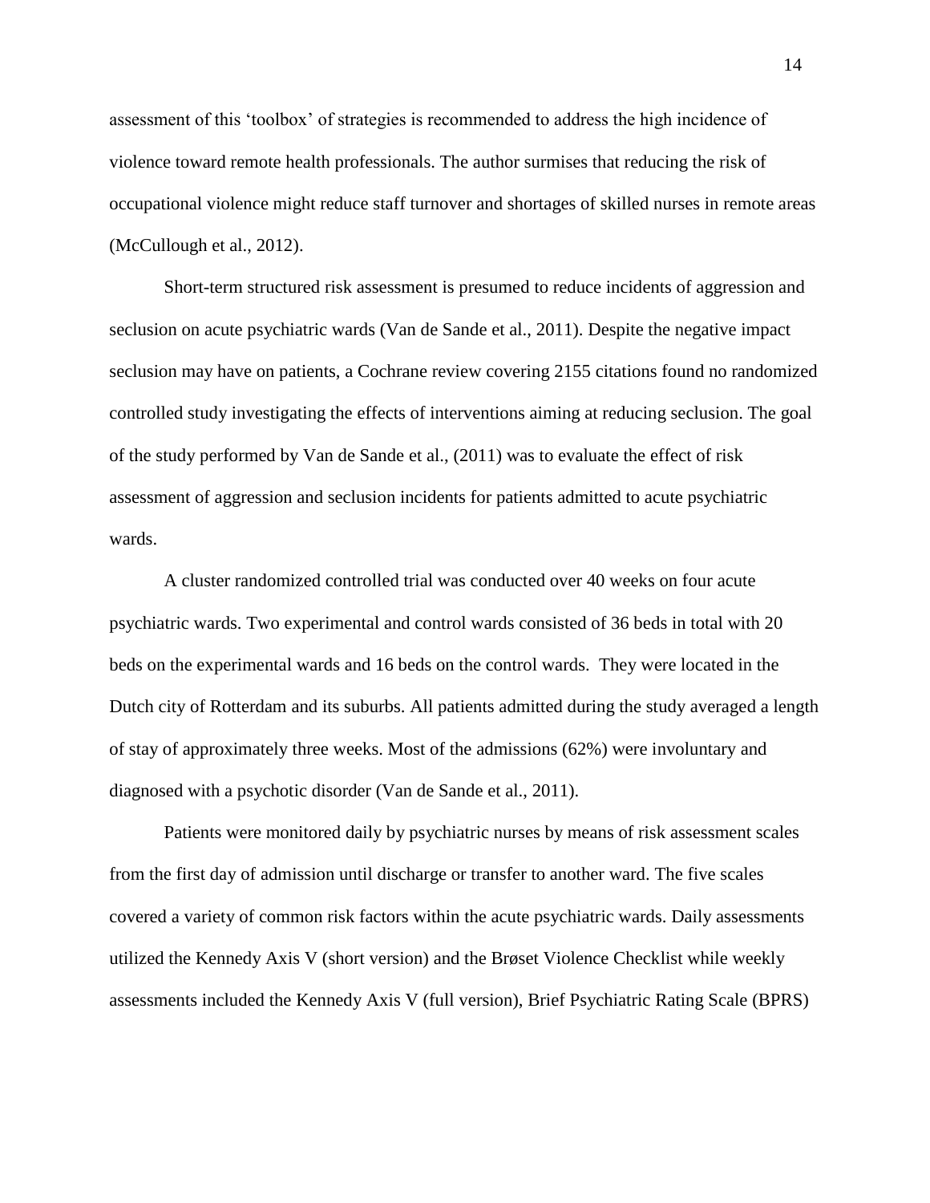assessment of this 'toolbox' of strategies is recommended to address the high incidence of violence toward remote health professionals. The author surmises that reducing the risk of occupational violence might reduce staff turnover and shortages of skilled nurses in remote areas (McCullough et al., 2012).

Short-term structured risk assessment is presumed to reduce incidents of aggression and seclusion on acute psychiatric wards (Van de Sande et al., 2011). Despite the negative impact seclusion may have on patients, a Cochrane review covering 2155 citations found no randomized controlled study investigating the effects of interventions aiming at reducing seclusion. The goal of the study performed by Van de Sande et al., (2011) was to evaluate the effect of risk assessment of aggression and seclusion incidents for patients admitted to acute psychiatric wards.

A cluster randomized controlled trial was conducted over 40 weeks on four acute psychiatric wards. Two experimental and control wards consisted of 36 beds in total with 20 beds on the experimental wards and 16 beds on the control wards. They were located in the Dutch city of Rotterdam and its suburbs. All patients admitted during the study averaged a length of stay of approximately three weeks. Most of the admissions (62%) were involuntary and diagnosed with a psychotic disorder (Van de Sande et al., 2011).

Patients were monitored daily by psychiatric nurses by means of risk assessment scales from the first day of admission until discharge or transfer to another ward. The five scales covered a variety of common risk factors within the acute psychiatric wards. Daily assessments utilized the Kennedy Axis V (short version) and the Brøset Violence Checklist while weekly assessments included the Kennedy Axis V (full version), Brief Psychiatric Rating Scale (BPRS)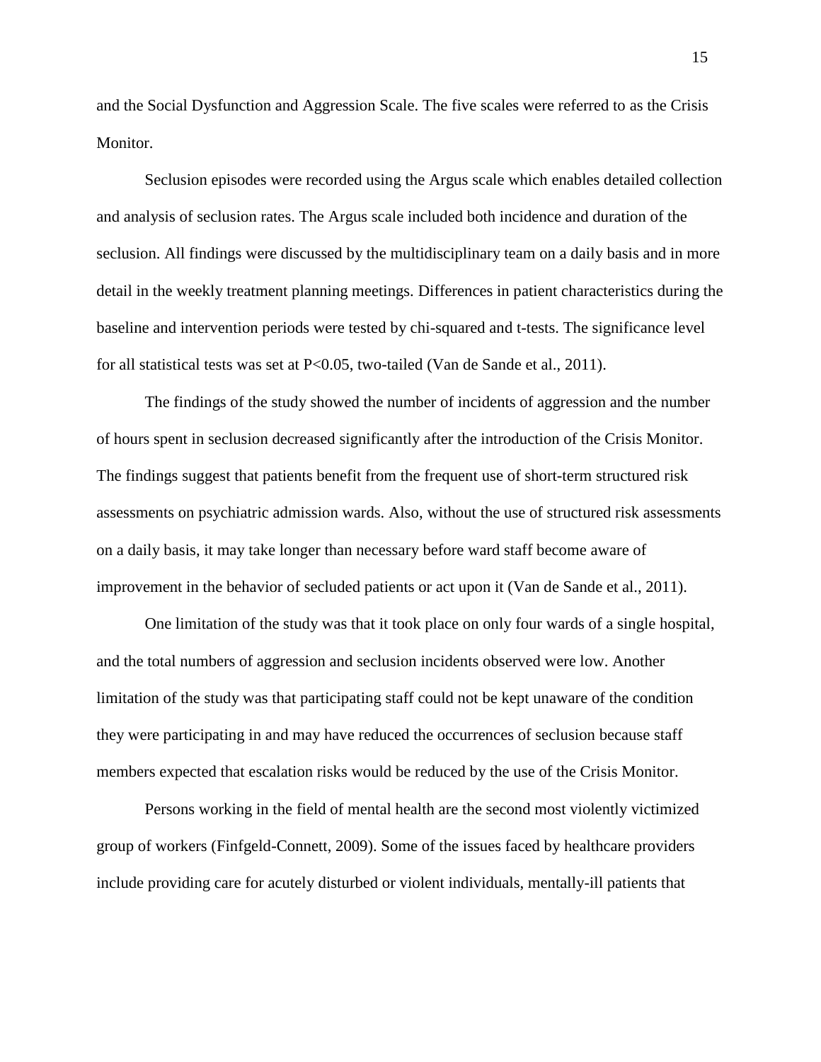and the Social Dysfunction and Aggression Scale. The five scales were referred to as the Crisis Monitor.

Seclusion episodes were recorded using the Argus scale which enables detailed collection and analysis of seclusion rates. The Argus scale included both incidence and duration of the seclusion. All findings were discussed by the multidisciplinary team on a daily basis and in more detail in the weekly treatment planning meetings. Differences in patient characteristics during the baseline and intervention periods were tested by chi-squared and t-tests. The significance level for all statistical tests was set at $P<0.05$, two-tailed (Van de Sande et al., 2011).

The findings of the study showed the number of incidents of aggression and the number of hours spent in seclusion decreased significantly after the introduction of the Crisis Monitor. The findings suggest that patients benefit from the frequent use of short-term structured risk assessments on psychiatric admission wards. Also, without the use of structured risk assessments on a daily basis, it may take longer than necessary before ward staff become aware of improvement in the behavior of secluded patients or act upon it (Van de Sande et al., 2011).

One limitation of the study was that it took place on only four wards of a single hospital, and the total numbers of aggression and seclusion incidents observed were low. Another limitation of the study was that participating staff could not be kept unaware of the condition they were participating in and may have reduced the occurrences of seclusion because staff members expected that escalation risks would be reduced by the use of the Crisis Monitor.

Persons working in the field of mental health are the second most violently victimized group of workers (Finfgeld-Connett, 2009). Some of the issues faced by healthcare providers include providing care for acutely disturbed or violent individuals, mentally-ill patients that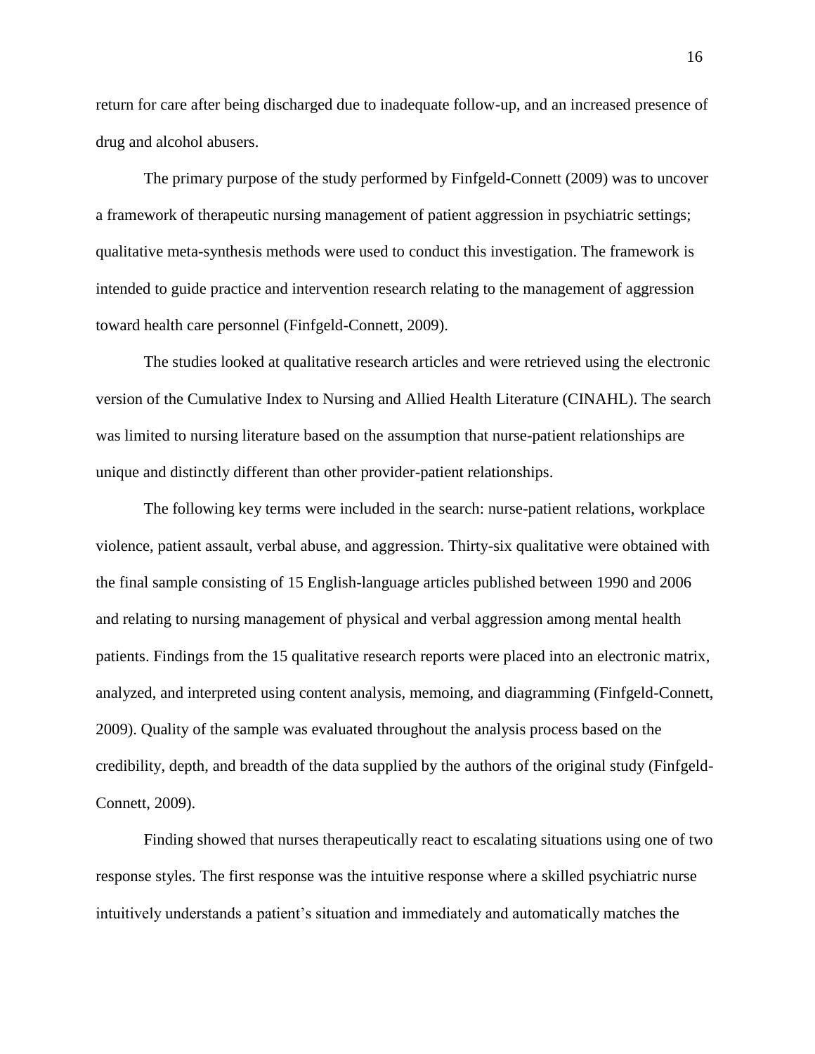return for care after being discharged due to inadequate follow-up, and an increased presence of drug and alcohol abusers.

The primary purpose of the study performed by Finfgeld-Connett (2009) was to uncover a framework of therapeutic nursing management of patient aggression in psychiatric settings; qualitative meta-synthesis methods were used to conduct this investigation. The framework is intended to guide practice and intervention research relating to the management of aggression toward health care personnel (Finfgeld-Connett, 2009).

The studies looked at qualitative research articles and were retrieved using the electronic version of the Cumulative Index to Nursing and Allied Health Literature (CINAHL). The search was limited to nursing literature based on the assumption that nurse-patient relationships are unique and distinctly different than other provider-patient relationships.

The following key terms were included in the search: nurse-patient relations, workplace violence, patient assault, verbal abuse, and aggression. Thirty-six qualitative were obtained with the final sample consisting of 15 English-language articles published between 1990 and 2006 and relating to nursing management of physical and verbal aggression among mental health patients. Findings from the 15 qualitative research reports were placed into an electronic matrix, analyzed, and interpreted using content analysis, memoing, and diagramming (Finfgeld-Connett, 2009). Quality of the sample was evaluated throughout the analysis process based on the credibility, depth, and breadth of the data supplied by the authors of the original study (Finfgeld-Connett, 2009).

Finding showed that nurses therapeutically react to escalating situations using one of two response styles. The first response was the intuitive response where a skilled psychiatric nurse intuitively understands a patient's situation and immediately and automatically matches the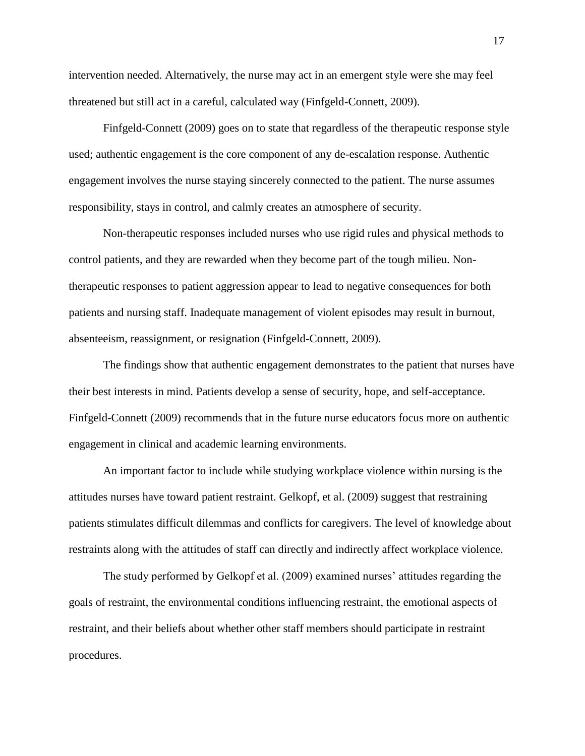intervention needed. Alternatively, the nurse may act in an emergent style were she may feel threatened but still act in a careful, calculated way (Finfgeld-Connett, 2009).

Finfgeld-Connett (2009) goes on to state that regardless of the therapeutic response style used; authentic engagement is the core component of any de-escalation response. Authentic engagement involves the nurse staying sincerely connected to the patient. The nurse assumes responsibility, stays in control, and calmly creates an atmosphere of security.

Non-therapeutic responses included nurses who use rigid rules and physical methods to control patients, and they are rewarded when they become part of the tough milieu. Non-therapeutic responses to patient aggression appear to lead to negative consequences for both patients and nursing staff. Inadequate management of violent episodes may result in burnout, absenteeism, reassignment, or resignation (Finfgeld-Connett, 2009).

The findings show that authentic engagement demonstrates to the patient that nurses have their best interests in mind. Patients develop a sense of security, hope, and self-acceptance. Finfgeld-Connett (2009) recommends that in the future nurse educators focus more on authentic engagement in clinical and academic learning environments.

An important factor to include while studying workplace violence within nursing is the attitudes nurses have toward patient restraint. Gelkopf, et al. (2009) suggest that restraining patients stimulates difficult dilemmas and conflicts for caregivers. The level of knowledge about restraints along with the attitudes of staff can directly and indirectly affect workplace violence.

The study performed by Gelkopf et al. (2009) examined nurses' attitudes regarding the goals of restraint, the environmental conditions influencing restraint, the emotional aspects of restraint, and their beliefs about whether other staff members should participate in restraint procedures.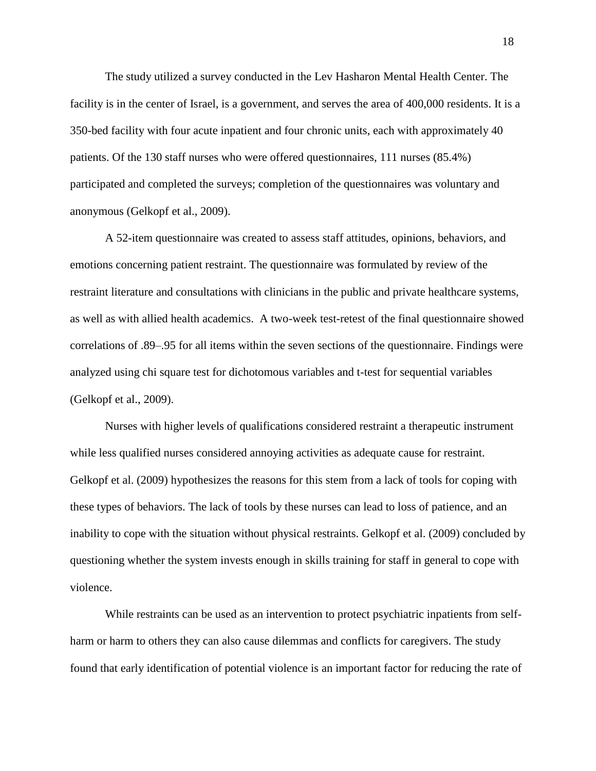The study utilized a survey conducted in the Lev Hasharon Mental Health Center. The facility is in the center of Israel, is a government, and serves the area of 400,000 residents. It is a 350-bed facility with four acute inpatient and four chronic units, each with approximately 40 patients. Of the 130 staff nurses who were offered questionnaires, 111 nurses (85.4%) participated and completed the surveys; completion of the questionnaires was voluntary and anonymous (Gelkopf et al., 2009).

A 52-item questionnaire was created to assess staff attitudes, opinions, behaviors, and emotions concerning patient restraint. The questionnaire was formulated by review of the restraint literature and consultations with clinicians in the public and private healthcare systems, as well as with allied health academics. A two-week test-retest of the final questionnaire showed correlations of .89–.95 for all items within the seven sections of the questionnaire. Findings were analyzed using chi square test for dichotomous variables and t-test for sequential variables (Gelkopf et al., 2009).

Nurses with higher levels of qualifications considered restraint a therapeutic instrument while less qualified nurses considered annoying activities as adequate cause for restraint. Gelkopf et al. (2009) hypothesizes the reasons for this stem from a lack of tools for coping with these types of behaviors. The lack of tools by these nurses can lead to loss of patience, and an inability to cope with the situation without physical restraints. Gelkopf et al. (2009) concluded by questioning whether the system invests enough in skills training for staff in general to cope with violence.

While restraints can be used as an intervention to protect psychiatric inpatients from self-harm or harm to others they can also cause dilemmas and conflicts for caregivers. The study found that early identification of potential violence is an important factor for reducing the rate of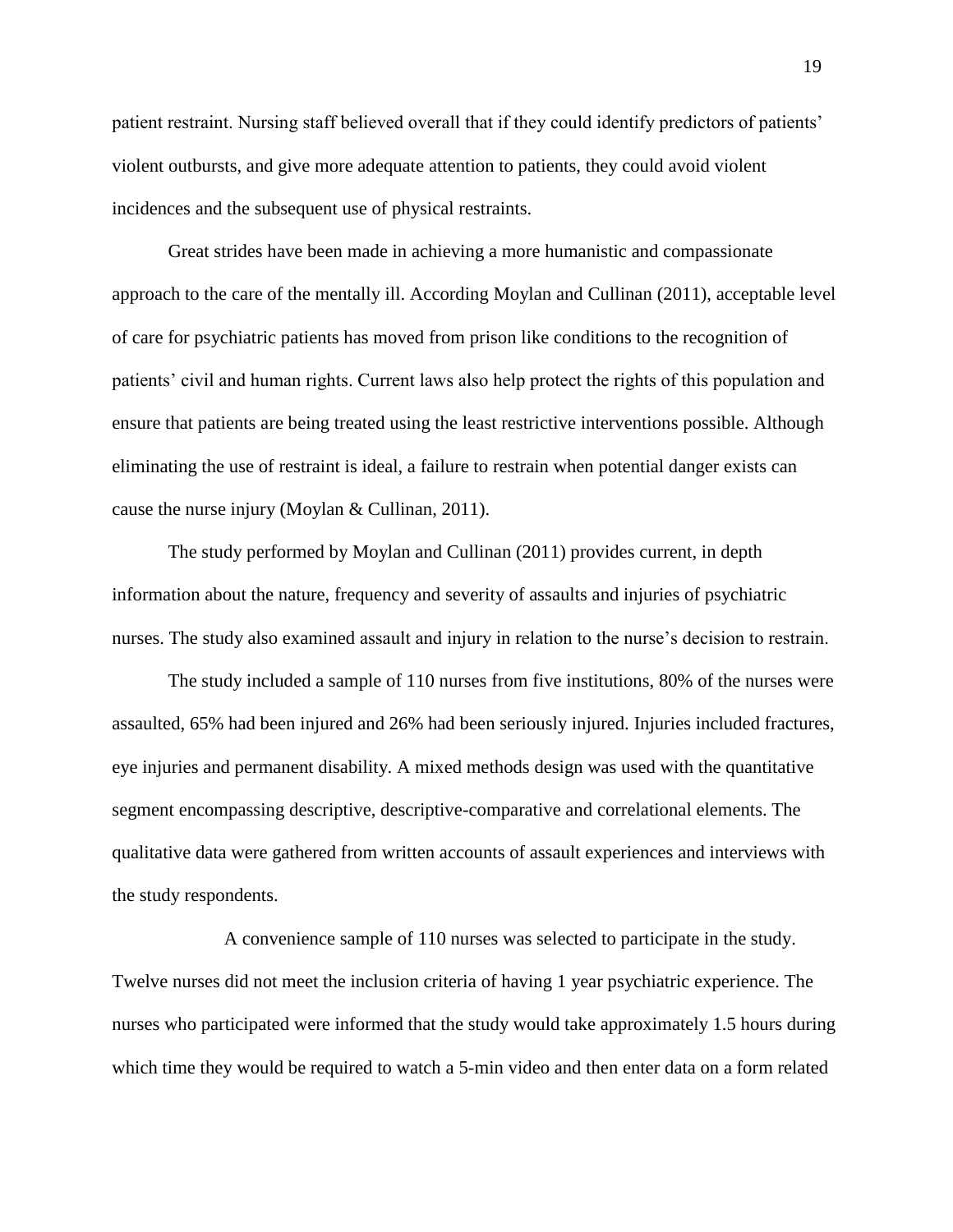patient restraint. Nursing staff believed overall that if they could identify predictors of patients' violent outbursts, and give more adequate attention to patients, they could avoid violent incidences and the subsequent use of physical restraints.

Great strides have been made in achieving a more humanistic and compassionate approach to the care of the mentally ill. According Moylan and Cullinan (2011), acceptable level of care for psychiatric patients has moved from prison like conditions to the recognition of patients' civil and human rights. Current laws also help protect the rights of this population and ensure that patients are being treated using the least restrictive interventions possible. Although eliminating the use of restraint is ideal, a failure to restrain when potential danger exists can cause the nurse injury (Moylan & Cullinan, 2011).

The study performed by Moylan and Cullinan (2011) provides current, in depth information about the nature, frequency and severity of assaults and injuries of psychiatric nurses. The study also examined assault and injury in relation to the nurse's decision to restrain.

The study included a sample of 110 nurses from five institutions, 80% of the nurses were assaulted, 65% had been injured and 26% had been seriously injured. Injuries included fractures, eye injuries and permanent disability. A mixed methods design was used with the quantitative segment encompassing descriptive, descriptive-comparative and correlational elements. The qualitative data were gathered from written accounts of assault experiences and interviews with the study respondents.

A convenience sample of 110 nurses was selected to participate in the study. Twelve nurses did not meet the inclusion criteria of having 1 year psychiatric experience. The nurses who participated were informed that the study would take approximately 1.5 hours during which time they would be required to watch a 5-min video and then enter data on a form related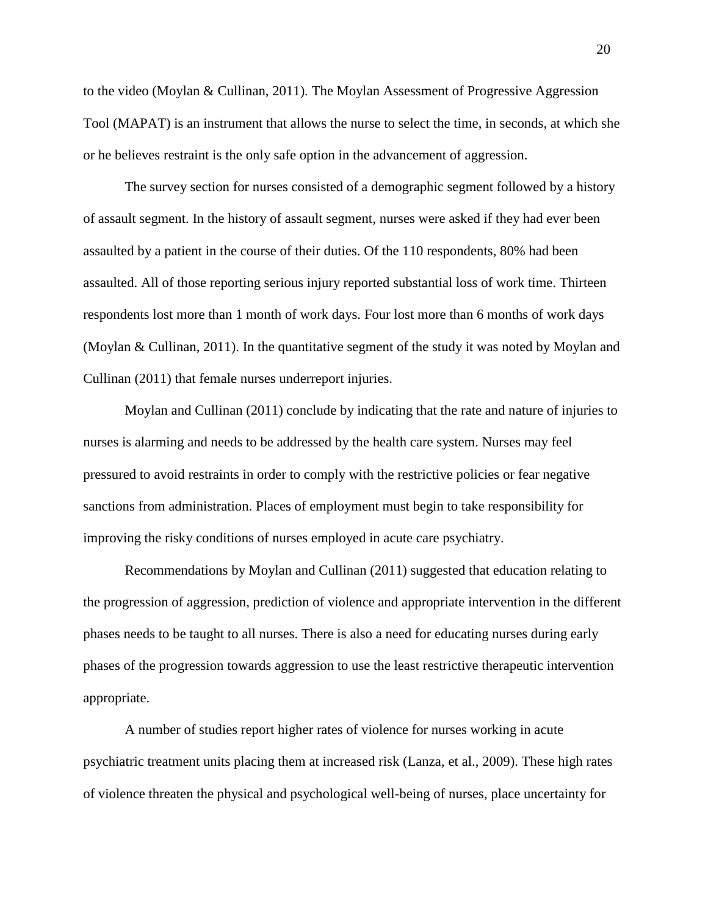to the video (Moylan & Cullinan, 2011). The Moylan Assessment of Progressive Aggression Tool (MAPAT) is an instrument that allows the nurse to select the time, in seconds, at which she or he believes restraint is the only safe option in the advancement of aggression.

The survey section for nurses consisted of a demographic segment followed by a history of assault segment. In the history of assault segment, nurses were asked if they had ever been assaulted by a patient in the course of their duties. Of the 110 respondents, 80% had been assaulted. All of those reporting serious injury reported substantial loss of work time. Thirteen respondents lost more than 1 month of work days. Four lost more than 6 months of work days (Moylan & Cullinan, 2011). In the quantitative segment of the study it was noted by Moylan and Cullinan (2011) that female nurses underreport injuries.

Moylan and Cullinan (2011) conclude by indicating that the rate and nature of injuries to nurses is alarming and needs to be addressed by the health care system. Nurses may feel pressured to avoid restraints in order to comply with the restrictive policies or fear negative sanctions from administration. Places of employment must begin to take responsibility for improving the risky conditions of nurses employed in acute care psychiatry.

Recommendations by Moylan and Cullinan (2011) suggested that education relating to the progression of aggression, prediction of violence and appropriate intervention in the different phases needs to be taught to all nurses. There is also a need for educating nurses during early phases of the progression towards aggression to use the least restrictive therapeutic intervention appropriate.

A number of studies report higher rates of violence for nurses working in acute psychiatric treatment units placing them at increased risk (Lanza, et al., 2009). These high rates of violence threaten the physical and psychological well-being of nurses, place uncertainty for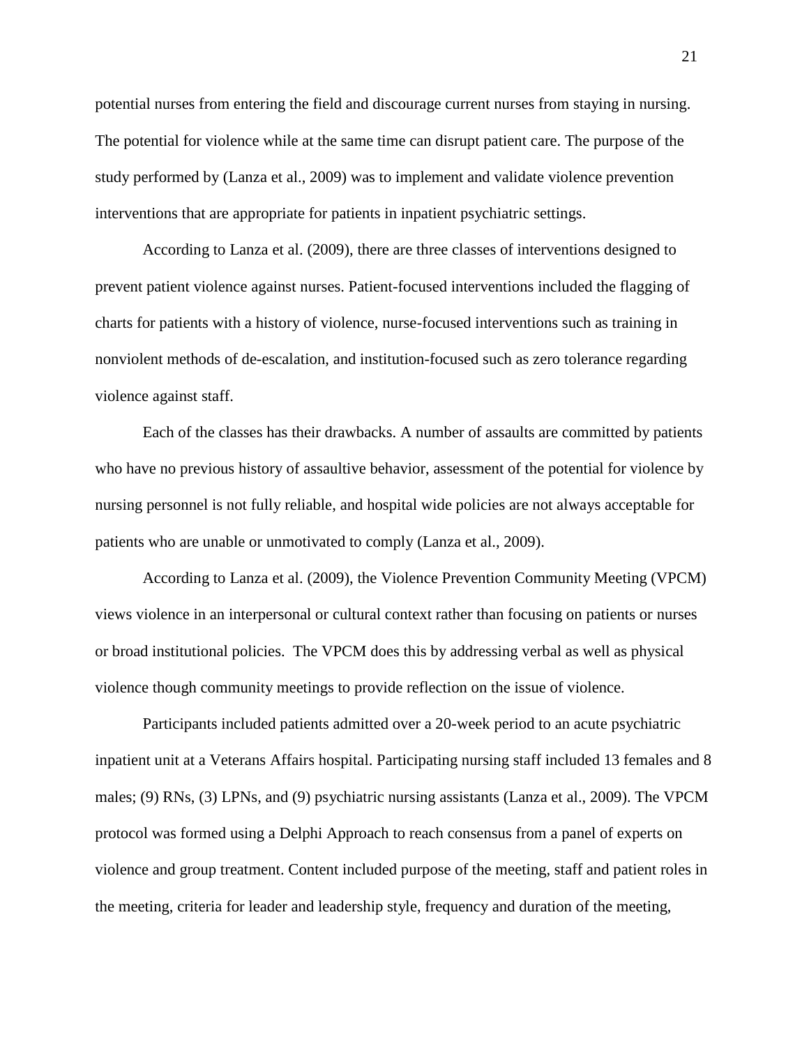potential nurses from entering the field and discourage current nurses from staying in nursing. The potential for violence while at the same time can disrupt patient care. The purpose of the study performed by (Lanza et al., 2009) was to implement and validate violence prevention interventions that are appropriate for patients in inpatient psychiatric settings.

According to Lanza et al. (2009), there are three classes of interventions designed to prevent patient violence against nurses. Patient-focused interventions included the flagging of charts for patients with a history of violence, nurse-focused interventions such as training in nonviolent methods of de-escalation, and institution-focused such as zero tolerance regarding violence against staff.

Each of the classes has their drawbacks. A number of assaults are committed by patients who have no previous history of assaultive behavior, assessment of the potential for violence by nursing personnel is not fully reliable, and hospital wide policies are not always acceptable for patients who are unable or unmotivated to comply (Lanza et al., 2009).

According to Lanza et al. (2009), the Violence Prevention Community Meeting (VPCM) views violence in an interpersonal or cultural context rather than focusing on patients or nurses or broad institutional policies. The VPCM does this by addressing verbal as well as physical violence though community meetings to provide reflection on the issue of violence.

Participants included patients admitted over a 20-week period to an acute psychiatric inpatient unit at a Veterans Affairs hospital. Participating nursing staff included 13 females and 8 males; (9) RNs, (3) LPNs, and (9) psychiatric nursing assistants (Lanza et al., 2009). The VPCM protocol was formed using a Delphi Approach to reach consensus from a panel of experts on violence and group treatment. Content included purpose of the meeting, staff and patient roles in the meeting, criteria for leader and leadership style, frequency and duration of the meeting,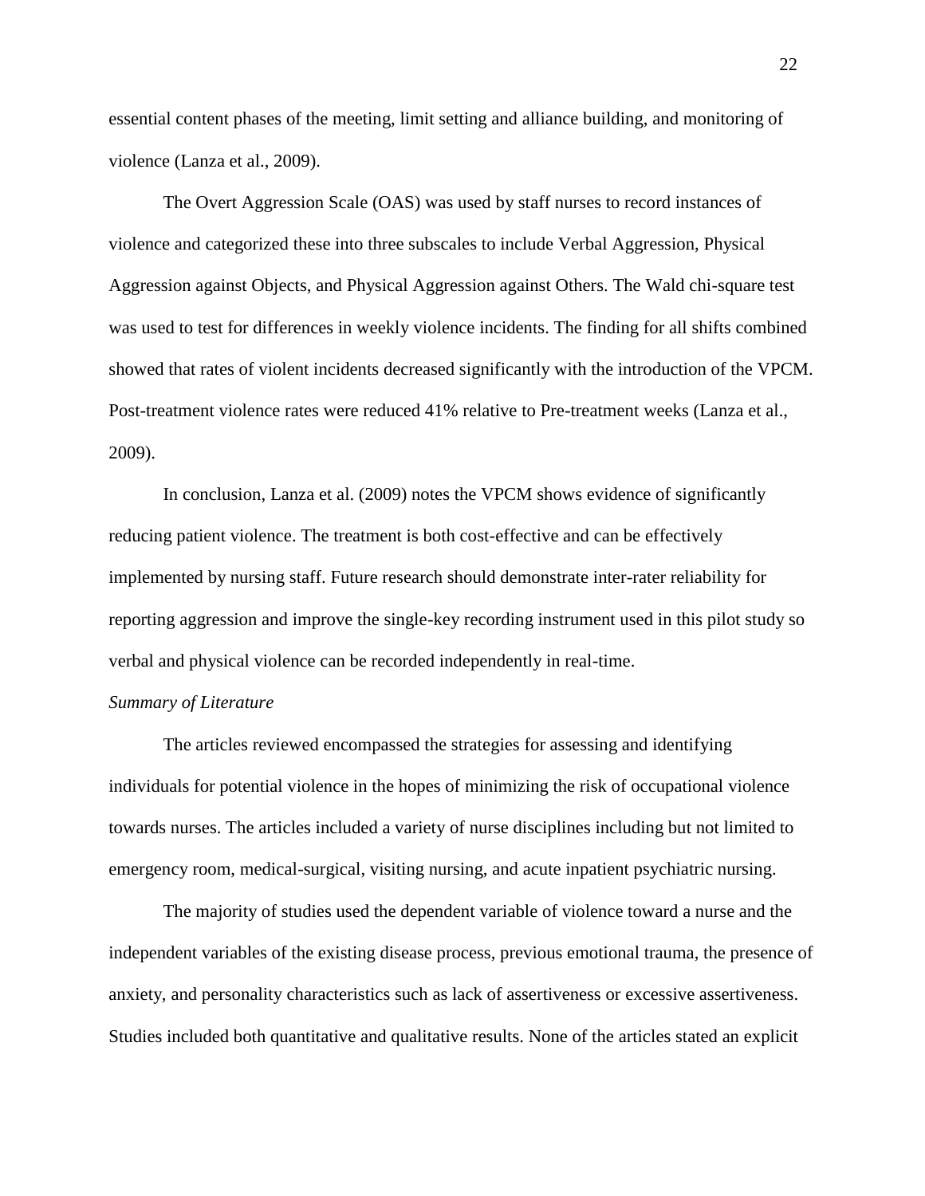essential content phases of the meeting, limit setting and alliance building, and monitoring of violence (Lanza et al., 2009).

The Overt Aggression Scale (OAS) was used by staff nurses to record instances of violence and categorized these into three subscales to include Verbal Aggression, Physical Aggression against Objects, and Physical Aggression against Others. The Wald chi-square test was used to test for differences in weekly violence incidents. The finding for all shifts combined showed that rates of violent incidents decreased significantly with the introduction of the VPCM. Post-treatment violence rates were reduced 41% relative to Pre-treatment weeks (Lanza et al., 2009).

In conclusion, Lanza et al. (2009) notes the VPCM shows evidence of significantly reducing patient violence. The treatment is both cost-effective and can be effectively implemented by nursing staff. Future research should demonstrate inter-rater reliability for reporting aggression and improve the single-key recording instrument used in this pilot study so verbal and physical violence can be recorded independently in real-time.

*Summary of Literature*

The articles reviewed encompassed the strategies for assessing and identifying individuals for potential violence in the hopes of minimizing the risk of occupational violence towards nurses. The articles included a variety of nurse disciplines including but not limited to emergency room, medical-surgical, visiting nursing, and acute inpatient psychiatric nursing.

The majority of studies used the dependent variable of violence toward a nurse and the independent variables of the existing disease process, previous emotional trauma, the presence of anxiety, and personality characteristics such as lack of assertiveness or excessive assertiveness. Studies included both quantitative and qualitative results. None of the articles stated an explicit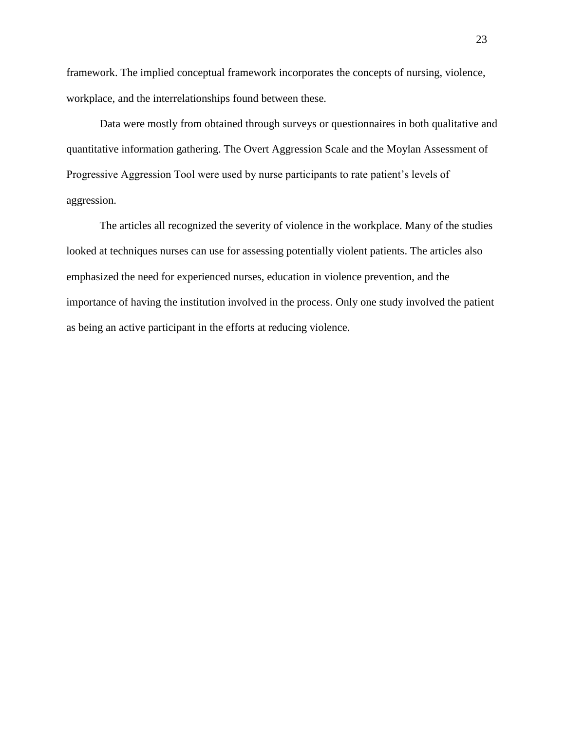framework. The implied conceptual framework incorporates the concepts of nursing, violence, workplace, and the interrelationships found between these.

Data were mostly from obtained through surveys or questionnaires in both qualitative and quantitative information gathering. The Overt Aggression Scale and the Moylan Assessment of Progressive Aggression Tool were used by nurse participants to rate patient's levels of aggression.

The articles all recognized the severity of violence in the workplace. Many of the studies looked at techniques nurses can use for assessing potentially violent patients. The articles also emphasized the need for experienced nurses, education in violence prevention, and the importance of having the institution involved in the process. Only one study involved the patient as being an active participant in the efforts at reducing violence.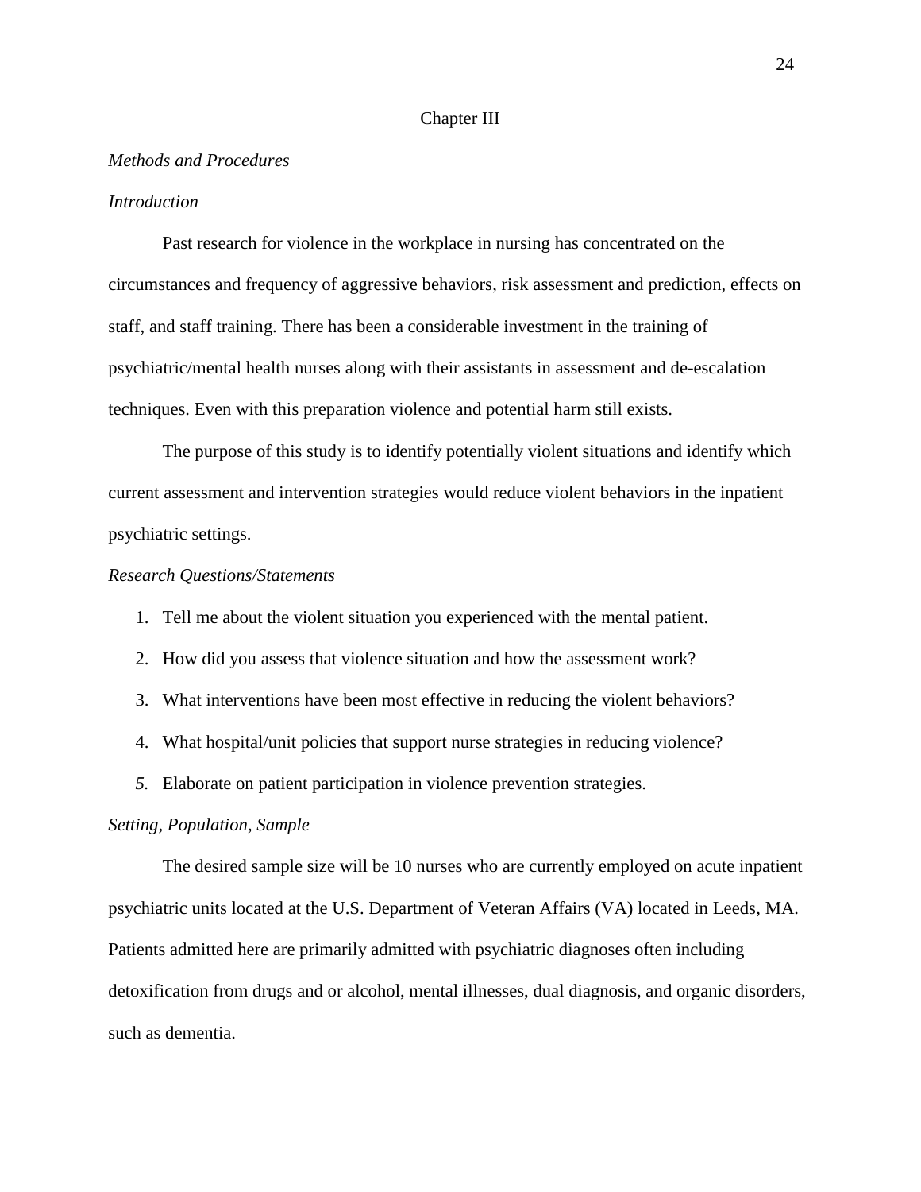# Chapter III

## *Methods and Procedures*

### *Introduction*

Past research for violence in the workplace in nursing has concentrated on the circumstances and frequency of aggressive behaviors, risk assessment and prediction, effects on staff, and staff training. There has been a considerable investment in the training of psychiatric/mental health nurses along with their assistants in assessment and de-escalation techniques. Even with this preparation violence and potential harm still exists.

The purpose of this study is to identify potentially violent situations and identify which current assessment and intervention strategies would reduce violent behaviors in the inpatient psychiatric settings.

### *Research Questions/Statements*

1. Tell me about the violent situation you experienced with the mental patient.
2. How did you assess that violence situation and how the assessment work?
3. What interventions have been most effective in reducing the violent behaviors?
4. What hospital/unit policies that support nurse strategies in reducing violence?
5. Elaborate on patient participation in violence prevention strategies.

### *Setting, Population, Sample*

The desired sample size will be 10 nurses who are currently employed on acute inpatient psychiatric units located at the U.S. Department of Veteran Affairs (VA) located in Leeds, MA. Patients admitted here are primarily admitted with psychiatric diagnoses often including detoxification from drugs and or alcohol, mental illnesses, dual diagnosis, and organic disorders, such as dementia.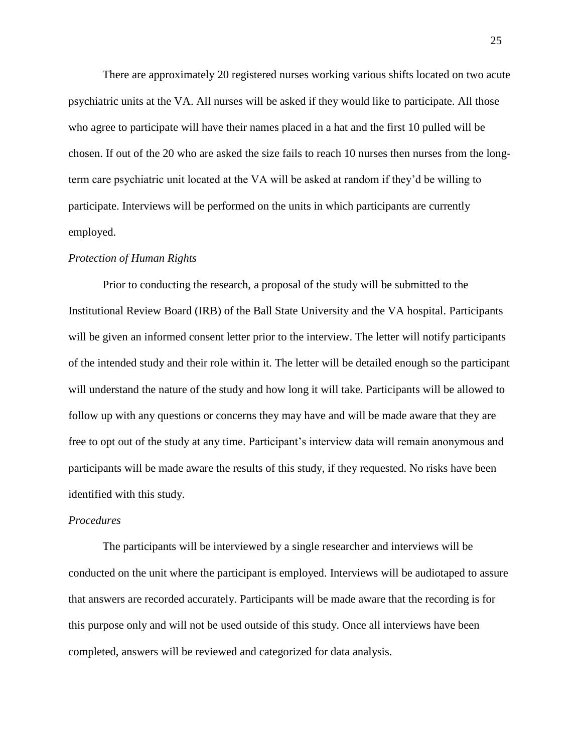There are approximately 20 registered nurses working various shifts located on two acute psychiatric units at the VA. All nurses will be asked if they would like to participate. All those who agree to participate will have their names placed in a hat and the first 10 pulled will be chosen. If out of the 20 who are asked the size fails to reach 10 nurses then nurses from the long-term care psychiatric unit located at the VA will be asked at random if they'd be willing to participate. Interviews will be performed on the units in which participants are currently employed.

*Protection of Human Rights*

Prior to conducting the research, a proposal of the study will be submitted to the Institutional Review Board (IRB) of the Ball State University and the VA hospital. Participants will be given an informed consent letter prior to the interview. The letter will notify participants of the intended study and their role within it. The letter will be detailed enough so the participant will understand the nature of the study and how long it will take. Participants will be allowed to follow up with any questions or concerns they may have and will be made aware that they are free to opt out of the study at any time. Participant's interview data will remain anonymous and participants will be made aware the results of this study, if they requested. No risks have been identified with this study.

*Procedures*

The participants will be interviewed by a single researcher and interviews will be conducted on the unit where the participant is employed. Interviews will be audiotaped to assure that answers are recorded accurately. Participants will be made aware that the recording is for this purpose only and will not be used outside of this study. Once all interviews have been completed, answers will be reviewed and categorized for data analysis.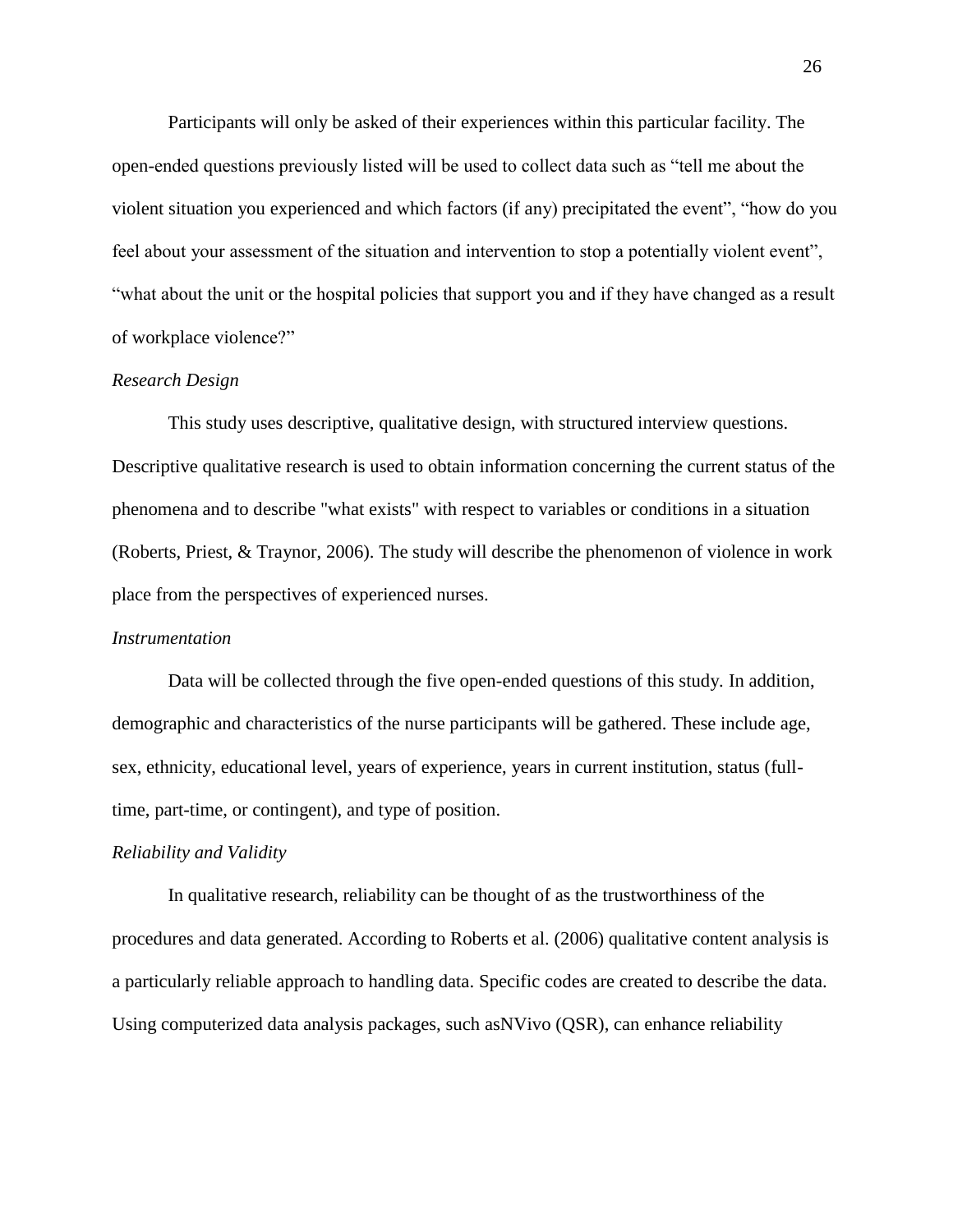Participants will only be asked of their experiences within this particular facility. The open-ended questions previously listed will be used to collect data such as "tell me about the violent situation you experienced and which factors (if any) precipitated the event", "how do you feel about your assessment of the situation and intervention to stop a potentially violent event", "what about the unit or the hospital policies that support you and if they have changed as a result of workplace violence?"

*Research Design*

This study uses descriptive, qualitative design, with structured interview questions. Descriptive qualitative research is used to obtain information concerning the current status of the phenomena and to describe "what exists" with respect to variables or conditions in a situation (Roberts, Priest, & Traynor, 2006). The study will describe the phenomenon of violence in work place from the perspectives of experienced nurses.

*Instrumentation*

Data will be collected through the five open-ended questions of this study. In addition, demographic and characteristics of the nurse participants will be gathered. These include age, sex, ethnicity, educational level, years of experience, years in current institution, status (full-time, part-time, or contingent), and type of position.

*Reliability and Validity*

In qualitative research, reliability can be thought of as the trustworthiness of the procedures and data generated. According to Roberts et al. (2006) qualitative content analysis is a particularly reliable approach to handling data. Specific codes are created to describe the data. Using computerized data analysis packages, such asNVivo (QSR), can enhance reliability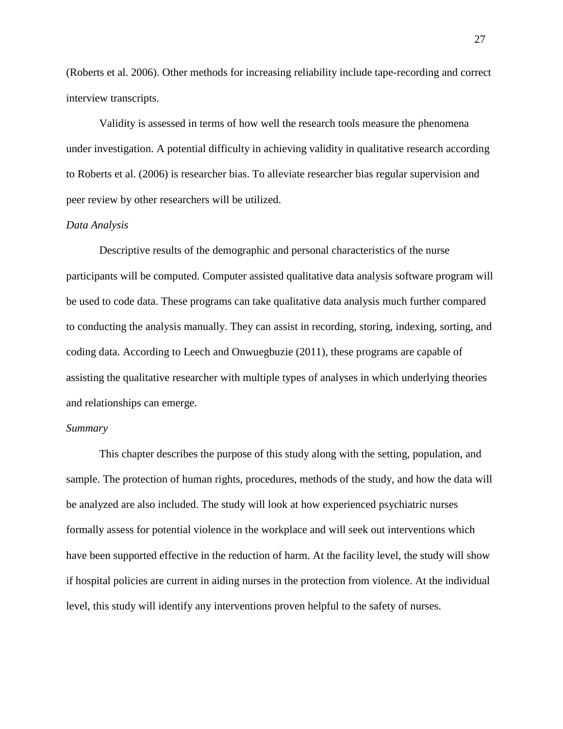(Roberts et al. 2006). Other methods for increasing reliability include tape-recording and correct interview transcripts.

Validity is assessed in terms of how well the research tools measure the phenomena under investigation. A potential difficulty in achieving validity in qualitative research according to Roberts et al. (2006) is researcher bias. To alleviate researcher bias regular supervision and peer review by other researchers will be utilized.

*Data Analysis*

Descriptive results of the demographic and personal characteristics of the nurse participants will be computed. Computer assisted qualitative data analysis software program will be used to code data. These programs can take qualitative data analysis much further compared to conducting the analysis manually. They can assist in recording, storing, indexing, sorting, and coding data. According to Leech and Onwuegbuzie (2011), these programs are capable of assisting the qualitative researcher with multiple types of analyses in which underlying theories and relationships can emerge.

*Summary*

This chapter describes the purpose of this study along with the setting, population, and sample. The protection of human rights, procedures, methods of the study, and how the data will be analyzed are also included. The study will look at how experienced psychiatric nurses formally assess for potential violence in the workplace and will seek out interventions which have been supported effective in the reduction of harm. At the facility level, the study will show if hospital policies are current in aiding nurses in the protection from violence. At the individual level, this study will identify any interventions proven helpful to the safety of nurses.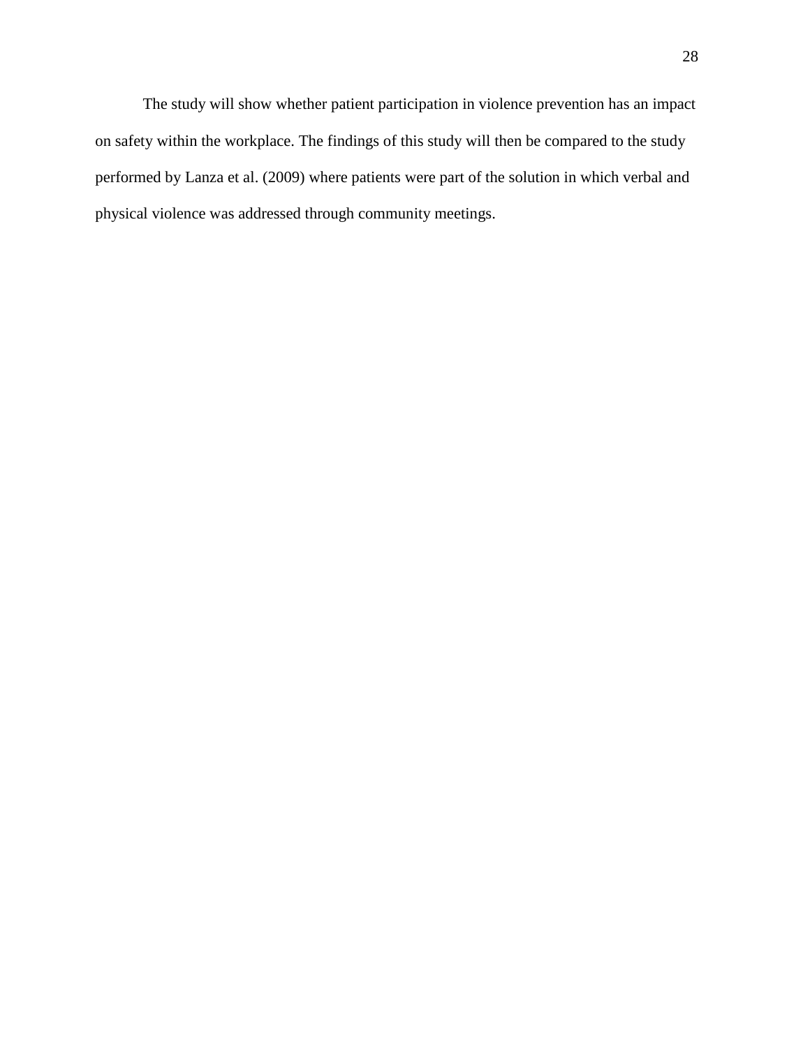The study will show whether patient participation in violence prevention has an impact on safety within the workplace. The findings of this study will then be compared to the study performed by Lanza et al. (2009) where patients were part of the solution in which verbal and physical violence was addressed through community meetings.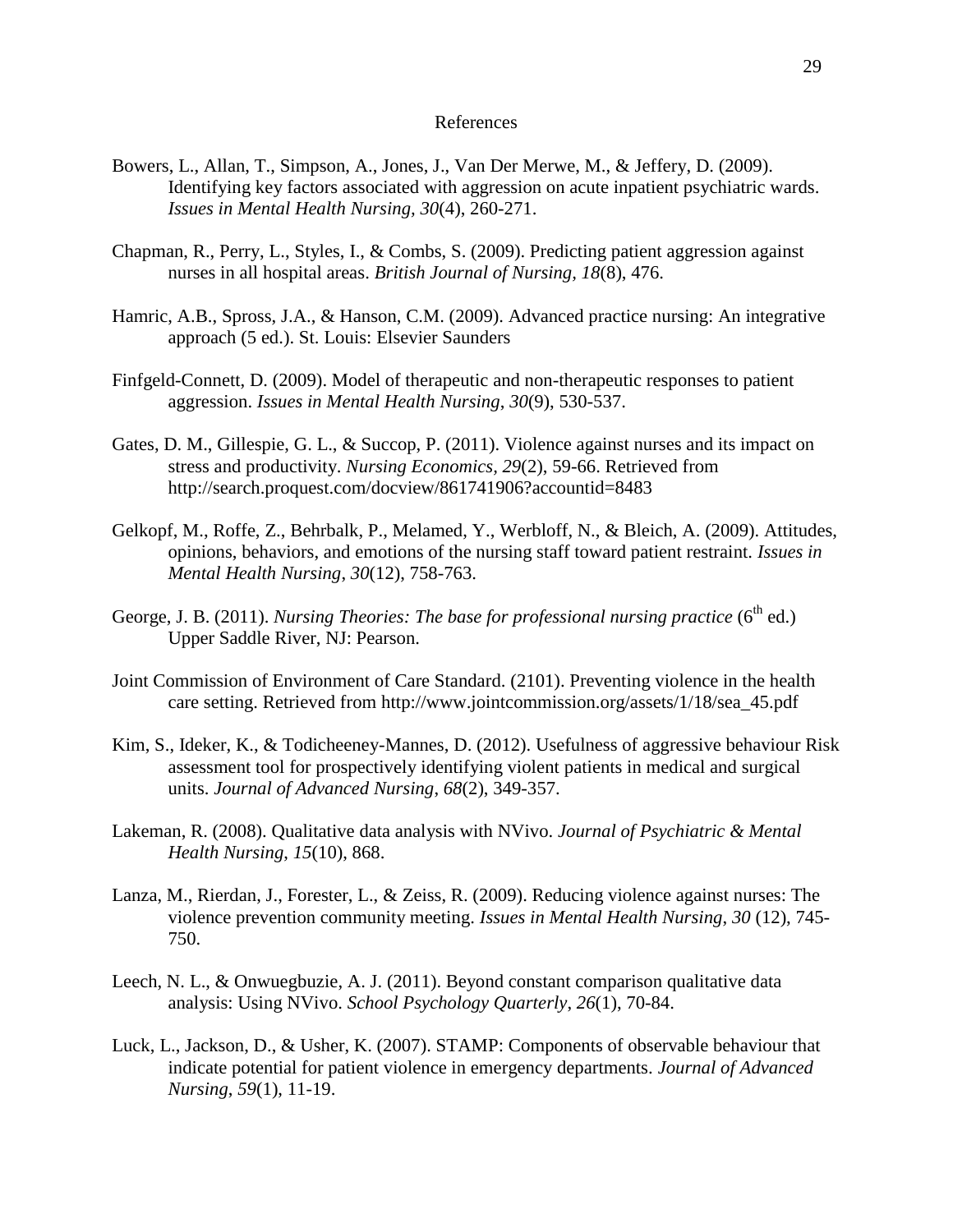# References

Bowers, L., Allan, T., Simpson, A., Jones, J., Van Der Merwe, M., & Jeffery, D. (2009). Identifying key factors associated with aggression on acute inpatient psychiatric wards. *Issues in Mental Health Nursing*, *30*(4), 260-271.

Chapman, R., Perry, L., Styles, I., & Combs, S. (2009). Predicting patient aggression against nurses in all hospital areas. *British Journal of Nursing*, *18*(8), 476.

Hamric, A.B., Spross, J.A., & Hanson, C.M. (2009). Advanced practice nursing: An integrative approach (5 ed.). St. Louis: Elsevier Saunders

Finfgeld-Connett, D. (2009). Model of therapeutic and non-therapeutic responses to patient aggression. *Issues in Mental Health Nursing*, *30*(9), 530-537.

Gates, D. M., Gillespie, G. L., & Succop, P. (2011). Violence against nurses and its impact on stress and productivity. *Nursing Economics*, *29*(2), 59-66. Retrieved from http://search.proquest.com/docview/861741906?accountid=8483

Gelkopf, M., Roffe, Z., Behrbalk, P., Melamed, Y., Werbloff, N., & Bleich, A. (2009). Attitudes, opinions, behaviors, and emotions of the nursing staff toward patient restraint. *Issues in Mental Health Nursing*, *30*(12), 758-763.

George, J. B. (2011). *Nursing Theories: The base for professional nursing practice* (6th ed.) Upper Saddle River, NJ: Pearson.

Joint Commission of Environment of Care Standard. (2101). Preventing violence in the health care setting. Retrieved from http://www.jointcommission.org/assets/1/18/sea_45.pdf

Kim, S., Ideker, K., & Todicheeney-Mannes, D. (2012). Usefulness of aggressive behaviour Risk assessment tool for prospectively identifying violent patients in medical and surgical units. *Journal of Advanced Nursing*, *68*(2), 349-357.

Lakeman, R. (2008). Qualitative data analysis with NVivo. *Journal of Psychiatric & Mental Health Nursing*, *15*(10), 868.

Lanza, M., Rierdan, J., Forester, L., & Zeiss, R. (2009). Reducing violence against nurses: The violence prevention community meeting. *Issues in Mental Health Nursing*, *30* (12), 745-750.

Leech, N. L., & Onwuegbuzie, A. J. (2011). Beyond constant comparison qualitative data analysis: Using NVivo. *School Psychology Quarterly*, *26*(1), 70-84.

Luck, L., Jackson, D., & Usher, K. (2007). STAMP: Components of observable behaviour that indicate potential for patient violence in emergency departments. *Journal of Advanced Nursing*, *59*(1), 11-19.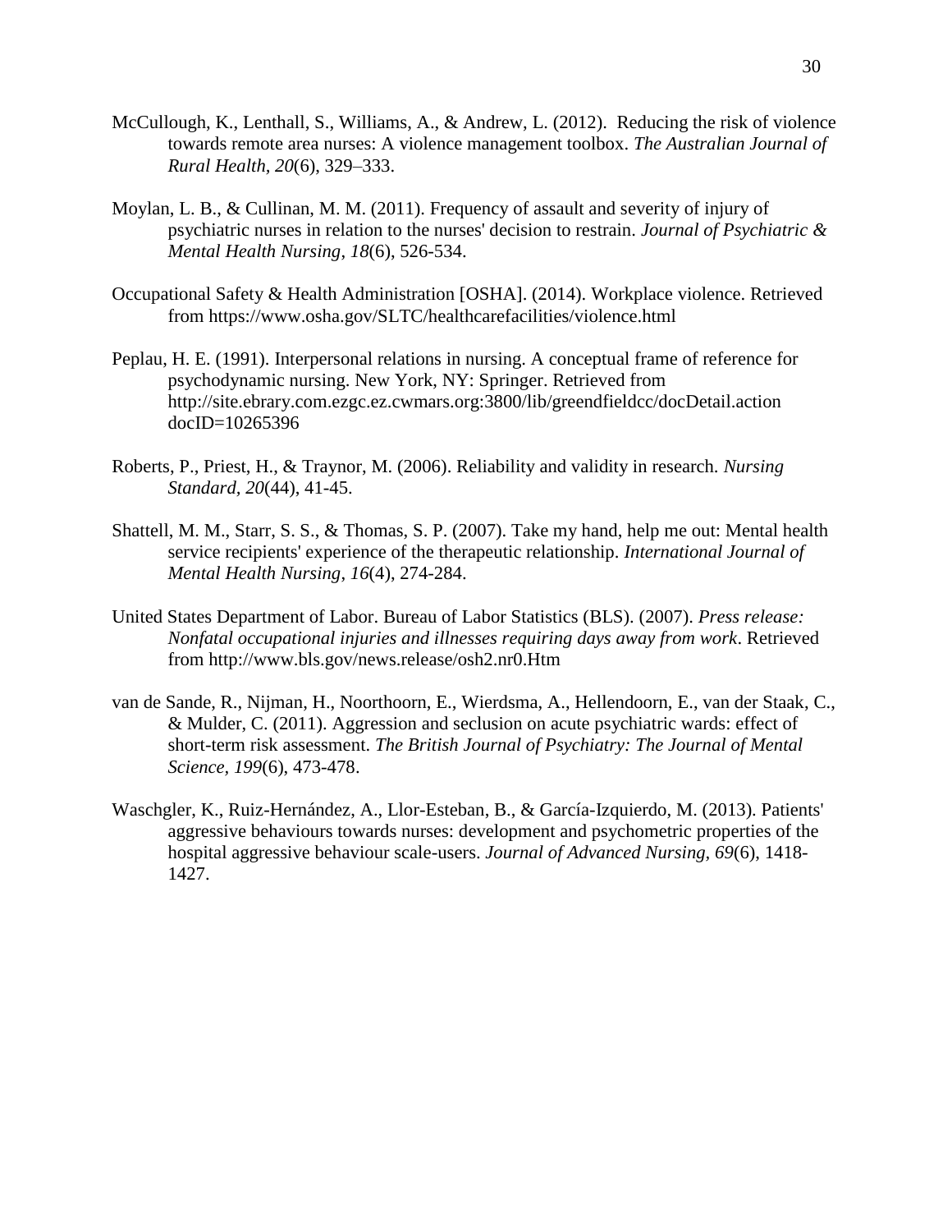McCullough, K., Lenthall, S., Williams, A., & Andrew, L. (2012). Reducing the risk of violence towards remote area nurses: A violence management toolbox. *The Australian Journal of Rural Health*, *20*(6), 329–333.

Moylan, L. B., & Cullinan, M. M. (2011). Frequency of assault and severity of injury of psychiatric nurses in relation to the nurses' decision to restrain. *Journal of Psychiatric & Mental Health Nursing*, *18*(6), 526-534.

Occupational Safety & Health Administration [OSHA]. (2014). Workplace violence. Retrieved from https://www.osha.gov/SLTC/healthcarefacilities/violence.html

Peplau, H. E. (1991). Interpersonal relations in nursing. A conceptual frame of reference for psychodynamic nursing. New York, NY: Springer. Retrieved from http://site.ebrary.com.ezgc.ez.cwmars.org:3800/lib/greendfieldcc/docDetail.action docID=10265396

Roberts, P., Priest, H., & Traynor, M. (2006). Reliability and validity in research. *Nursing Standard*, *20*(44), 41-45.

Shattell, M. M., Starr, S. S., & Thomas, S. P. (2007). Take my hand, help me out: Mental health service recipients' experience of the therapeutic relationship. *International Journal of Mental Health Nursing*, *16*(4), 274-284.

United States Department of Labor. Bureau of Labor Statistics (BLS). (2007). *Press release: Nonfatal occupational injuries and illnesses requiring days away from work*. Retrieved from http://www.bls.gov/news.release/osh2.nr0.Htm

van de Sande, R., Nijman, H., Noorthoorn, E., Wierdsma, A., Hellendoorn, E., van der Staak, C., & Mulder, C. (2011). Aggression and seclusion on acute psychiatric wards: effect of short-term risk assessment. *The British Journal of Psychiatry: The Journal of Mental Science, 199*(6), 473-478.

Waschgler, K., Ruiz-Hernández, A., Llor-Esteban, B., & García-Izquierdo, M. (2013). Patients' aggressive behaviours towards nurses: development and psychometric properties of the hospital aggressive behaviour scale-users. *Journal of Advanced Nursing, 69*(6), 1418-1427.